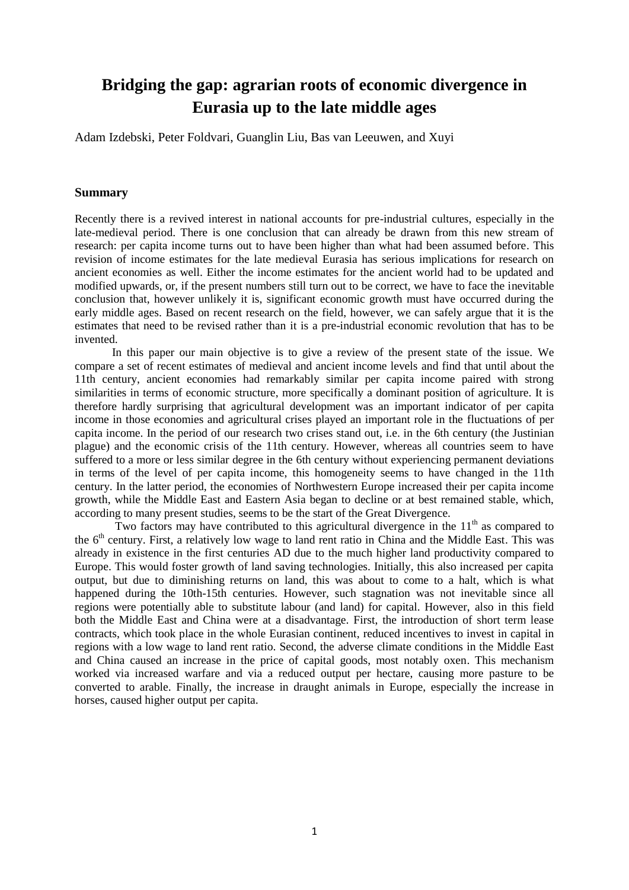# Bridging the gap: agrarian roots of economic divergence in Eurasia up to the late middle ages

Adam Izdebski, Peter Foldvari, Guanglin Liu, Bas van Leeuwen, and Xuyi

## Summary

Recently there is a revived interest in national accounts for pre-industrial cultures, especially in the late-medieval period. There is one conclusion that can already be drawn from this new stream of research: per capita income turns out to have been higher than what had been assumed before. This revision of income estimates for the late medieval Eurasia has serious implications for research on ancient economies as well. Either the income estimates for the ancient world had to be updated and modified upwards, or, if the present numbers still turn out to be correct, we have to face the inevitable conclusion that, however unlikely it is, significant economic growth must have occurred during the early middle ages. Based on recent research on the field, however, we can safely argue that it is the estimates that need to be revised rather than it is a pre-industrial economic revolution that has to be invented.

In this paper our main objective is to give a review of the present state of the issue. We compare a set of recent estimates of medieval and ancient income levels and find that until about the 11th century, ancient economies had remarkably similar per capita income paired with strong similarities in terms of economic structure, more specifically a dominant position of agriculture. It is therefore hardly surprising that agricultural development was an important indicator of per capita income in those economies and agricultural crises played an important role in the fluctuations of per capita income. In the period of our research two crises stand out, i.e. in the 6th century (the Justinian plague) and the economic crisis of the 11th century. However, whereas all countries seem to have suffered to a more or less similar degree in the 6th century without experiencing permanent deviations in terms of the level of per capita income, this homogeneity seems to have changed in the 11th century. In the latter period, the economies of Northwestern Europe increased their per capita income growth, while the Middle East and Eastern Asia began to decline or at best remained stable, which, according to many present studies, seems to be the start of the Great Divergence.

Two factors may have contributed to this agricultural divergence in the 11th as compared to the 6th century. First, a relatively low wage to land rent ratio in China and the Middle East. This was already in existence in the first centuries AD due to the much higher land productivity compared to Europe. This would foster growth of land saving technologies. Initially, this also increased per capita output, but due to diminishing returns on land, this was about to come to a halt, which is what happened during the 10th-15th centuries. However, such stagnation was not inevitable since all regions were potentially able to substitute labour (and land) for capital. However, also in this field both the Middle East and China were at a disadvantage. First, the introduction of short term lease contracts, which took place in the whole Eurasian continent, reduced incentives to invest in capital in regions with a low wage to land rent ratio. Second, the adverse climate conditions in the Middle East and China caused an increase in the price of capital goods, most notably oxen. This mechanism worked via increased warfare and via a reduced output per hectare, causing more pasture to be converted to arable. Finally, the increase in draught animals in Europe, especially the increase in horses, caused higher output per capita.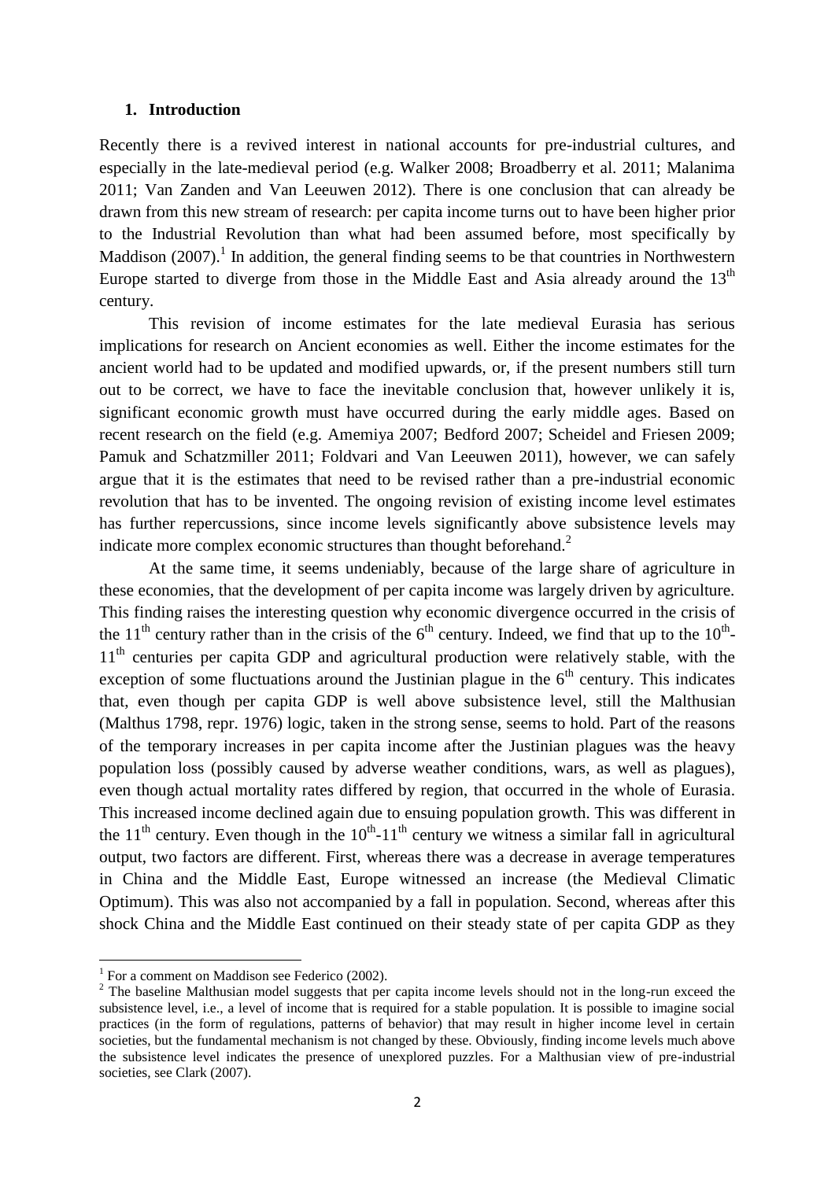## 1. Introduction

Recently there is a revived interest in national accounts for pre-industrial cultures, and especially in the late-medieval period (e.g. Walker 2008; Broadberry et al. 2011; Malanima 2011; Van Zanden and Van Leeuwen 2012). There is one conclusion that can already be drawn from this new stream of research: per capita income turns out to have been higher prior to the Industrial Revolution than what had been assumed before, most specifically by Maddison (2007).[1] In addition, the general finding seems to be that countries in Northwestern Europe started to diverge from those in the Middle East and Asia already around the 13th century.

This revision of income estimates for the late medieval Eurasia has serious implications for research on Ancient economies as well. Either the income estimates for the ancient world had to be updated and modified upwards, or, if the present numbers still turn out to be correct, we have to face the inevitable conclusion that, however unlikely it is, significant economic growth must have occurred during the early middle ages. Based on recent research on the field (e.g. Amemiya 2007; Bedford 2007; Scheidel and Friesen 2009; Pamuk and Schatzmiller 2011; Foldvari and Van Leeuwen 2011), however, we can safely argue that it is the estimates that need to be revised rather than a pre-industrial economic revolution that has to be invented. The ongoing revision of existing income level estimates has further repercussions, since income levels significantly above subsistence levels may indicate more complex economic structures than thought beforehand.[2]

At the same time, it seems undeniably, because of the large share of agriculture in these economies, that the development of per capita income was largely driven by agriculture. This finding raises the interesting question why economic divergence occurred in the crisis of the 11th century rather than in the crisis of the 6th century. Indeed, we find that up to the 10th-11th centuries per capita GDP and agricultural production were relatively stable, with the exception of some fluctuations around the Justinian plague in the 6th century. This indicates that, even though per capita GDP is well above subsistence level, still the Malthusian (Malthus 1798, repr. 1976) logic, taken in the strong sense, seems to hold. Part of the reasons of the temporary increases in per capita income after the Justinian plagues was the heavy population loss (possibly caused by adverse weather conditions, wars, as well as plagues), even though actual mortality rates differed by region, that occurred in the whole of Eurasia. This increased income declined again due to ensuing population growth. This was different in the 11th century. Even though in the 10th-11th century we witness a similar fall in agricultural output, two factors are different. First, whereas there was a decrease in average temperatures in China and the Middle East, Europe witnessed an increase (the Medieval Climatic Optimum). This was also not accompanied by a fall in population. Second, whereas after this shock China and the Middle East continued on their steady state of per capita GDP as they

[1] For a comment on Maddison see Federico (2002).

[2] The baseline Malthusian model suggests that per capita income levels should not in the long-run exceed the subsistence level, i.e., a level of income that is required for a stable population. It is possible to imagine social practices (in the form of regulations, patterns of behavior) that may result in higher income level in certain societies, but the fundamental mechanism is not changed by these. Obviously, finding income levels much above the subsistence level indicates the presence of unexplored puzzles. For a Malthusian view of pre-industrial societies, see Clark (2007).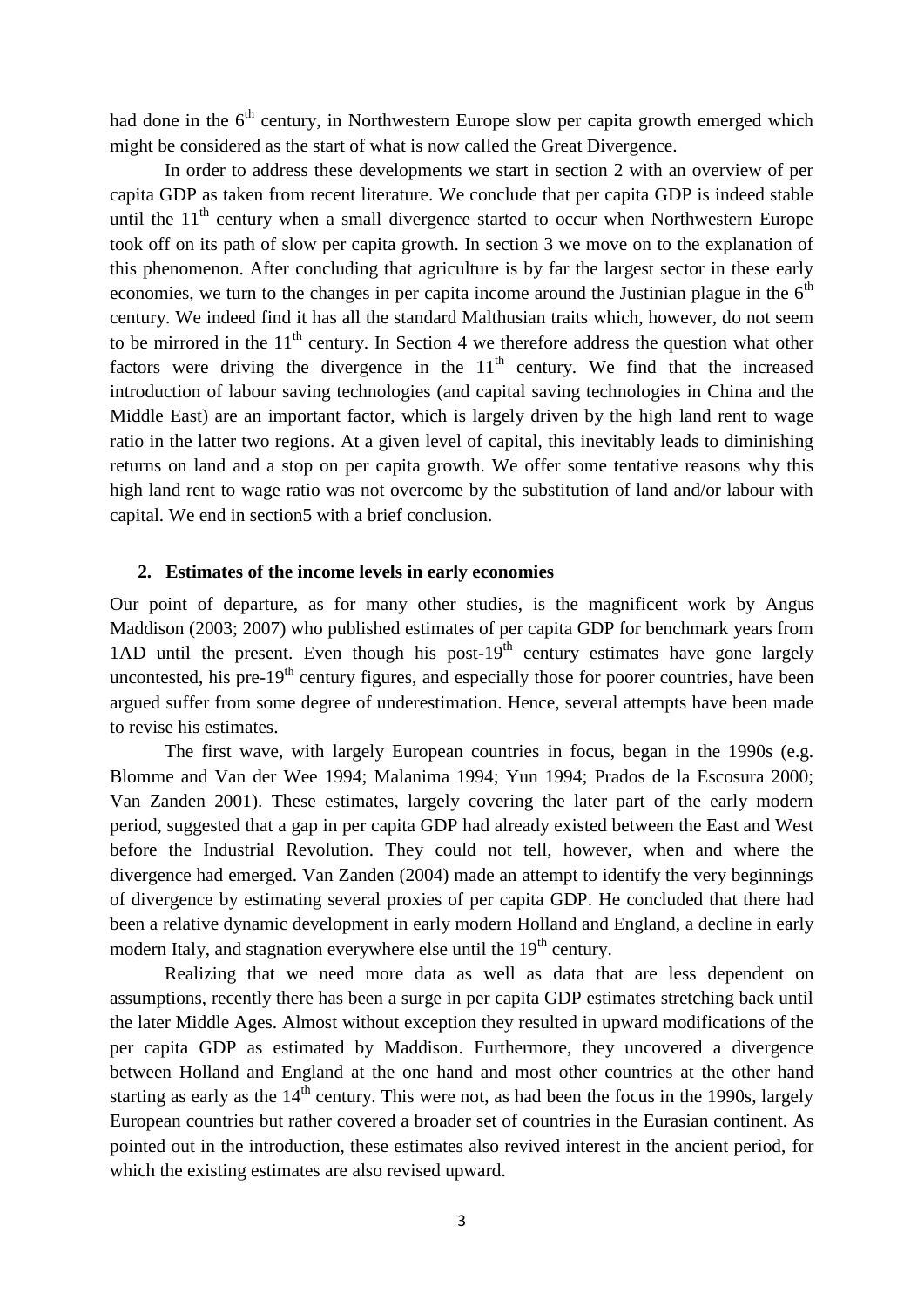had done in the 6th century, in Northwestern Europe slow per capita growth emerged which might be considered as the start of what is now called the Great Divergence.

In order to address these developments we start in section 2 with an overview of per capita GDP as taken from recent literature. We conclude that per capita GDP is indeed stable until the 11th century when a small divergence started to occur when Northwestern Europe took off on its path of slow per capita growth. In section 3 we move on to the explanation of this phenomenon. After concluding that agriculture is by far the largest sector in these early economies, we turn to the changes in per capita income around the Justinian plague in the 6th century. We indeed find it has all the standard Malthusian traits which, however, do not seem to be mirrored in the 11th century. In Section 4 we therefore address the question what other factors were driving the divergence in the 11th century. We find that the increased introduction of labour saving technologies (and capital saving technologies in China and the Middle East) are an important factor, which is largely driven by the high land rent to wage ratio in the latter two regions. At a given level of capital, this inevitably leads to diminishing returns on land and a stop on per capita growth. We offer some tentative reasons why this high land rent to wage ratio was not overcome by the substitution of land and/or labour with capital. We end in section5 with a brief conclusion.

## 2. Estimates of the income levels in early economies

Our point of departure, as for many other studies, is the magnificent work by Angus Maddison (2003; 2007) who published estimates of per capita GDP for benchmark years from 1AD until the present. Even though his post-19th century estimates have gone largely uncontested, his pre-19th century figures, and especially those for poorer countries, have been argued suffer from some degree of underestimation. Hence, several attempts have been made to revise his estimates.

The first wave, with largely European countries in focus, began in the 1990s (e.g. Blomme and Van der Wee 1994; Malanima 1994; Yun 1994; Prados de la Escosura 2000; Van Zanden 2001). These estimates, largely covering the later part of the early modern period, suggested that a gap in per capita GDP had already existed between the East and West before the Industrial Revolution. They could not tell, however, when and where the divergence had emerged. Van Zanden (2004) made an attempt to identify the very beginnings of divergence by estimating several proxies of per capita GDP. He concluded that there had been a relative dynamic development in early modern Holland and England, a decline in early modern Italy, and stagnation everywhere else until the 19th century.

Realizing that we need more data as well as data that are less dependent on assumptions, recently there has been a surge in per capita GDP estimates stretching back until the later Middle Ages. Almost without exception they resulted in upward modifications of the per capita GDP as estimated by Maddison. Furthermore, they uncovered a divergence between Holland and England at the one hand and most other countries at the other hand starting as early as the 14th century. This were not, as had been the focus in the 1990s, largely European countries but rather covered a broader set of countries in the Eurasian continent. As pointed out in the introduction, these estimates also revived interest in the ancient period, for which the existing estimates are also revised upward.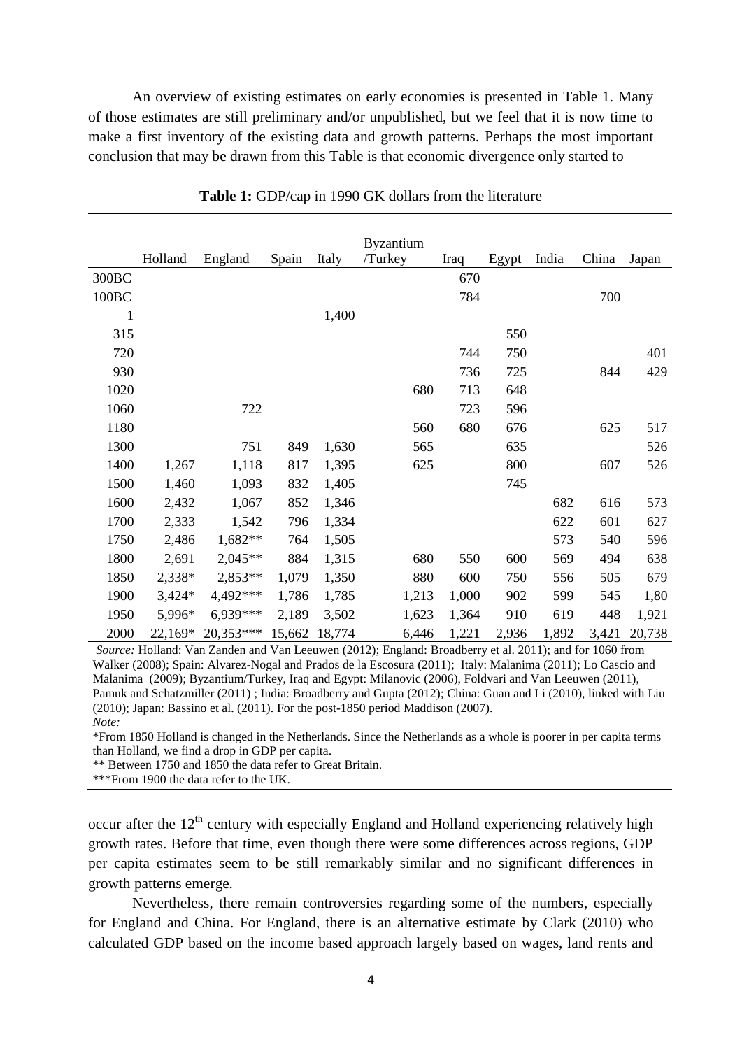An overview of existing estimates on early economies is presented in Table 1. Many of those estimates are still preliminary and/or unpublished, but we feel that it is now time to make a first inventory of the existing data and growth patterns. Perhaps the most important conclusion that may be drawn from this Table is that economic divergence only started to

**Table 1:** GDP/cap in 1990 GK dollars from the literature

| | Holland | England | Spain | Italy | Byzantium /Turkey | Iraq | Egypt | India | China | Japan |
|---|---|---|---|---|---|---|---|---|---|---|
| 300BC | | | | | | 670 | | | | |
| 100BC | | | | | | 784 | | | 700 | |
| 1 | | | | 1,400 | | | | | | |
| 315 | | | | | | | 550 | | | |
| 720 | | | | | | 744 | 750 | | | 401 |
| 930 | | | | | | 736 | 725 | | 844 | 429 |
| 1020 | | | | | 680 | 713 | 648 | | | |
| 1060 | | 722 | | | | 723 | 596 | | | |
| 1180 | | | | | 560 | 680 | 676 | | 625 | 517 |
| 1300 | | 751 | 849 | 1,630 | 565 | | 635 | | | 526 |
| 1400 | 1,267 | 1,118 | 817 | 1,395 | 625 | | 800 | | 607 | 526 |
| 1500 | 1,460 | 1,093 | 832 | 1,405 | | | 745 | | | |
| 1600 | 2,432 | 1,067 | 852 | 1,346 | | | | 682 | 616 | 573 |
| 1700 | 2,333 | 1,542 | 796 | 1,334 | | | | 622 | 601 | 627 |
| 1750 | 2,486 | 1,682** | 764 | 1,505 | | | | 573 | 540 | 596 |
| 1800 | 2,691 | 2,045** | 884 | 1,315 | 680 | 550 | 600 | 569 | 494 | 638 |
| 1850 | 2,338* | 2,853** | 1,079 | 1,350 | 880 | 600 | 750 | 556 | 505 | 679 |
| 1900 | 3,424* | 4,492*** | 1,786 | 1,785 | 1,213 | 1,000 | 902 | 599 | 545 | 1,80 |
| 1950 | 5,996* | 6,939*** | 2,189 | 3,502 | 1,623 | 1,364 | 910 | 619 | 448 | 1,921 |
| 2000 | 22,169* | 20,353*** | 15,662 | 18,774 | 6,446 | 1,221 | 2,936 | 1,892 | 3,421 | 20,738 |

*Source:* Holland: Van Zanden and Van Leeuwen (2012); England: Broadberry et al. 2011); and for 1060 from Walker (2008); Spain: Alvarez-Nogal and Prados de la Escosura (2011); Italy: Malanima (2011); Lo Cascio and Malanima (2009); Byzantium/Turkey, Iraq and Egypt: Milanovic (2006), Foldvari and Van Leeuwen (2011), Pamuk and Schatzmiller (2011) ; India: Broadberry and Gupta (2012); China: Guan and Li (2010), linked with Liu (2010); Japan: Bassino et al. (2011). For the post-1850 period Maddison (2007).

*Note:*

*From 1850 Holland is changed in the Netherlands. Since the Netherlands as a whole is poorer in per capita terms than Holland, we find a drop in GDP per capita.

** Between 1750 and 1850 the data refer to Great Britain.

***From 1900 the data refer to the UK.

occur after the 12th century with especially England and Holland experiencing relatively high growth rates. Before that time, even though there were some differences across regions, GDP per capita estimates seem to be still remarkably similar and no significant differences in growth patterns emerge.

Nevertheless, there remain controversies regarding some of the numbers, especially for England and China. For England, there is an alternative estimate by Clark (2010) who calculated GDP based on the income based approach largely based on wages, land rents and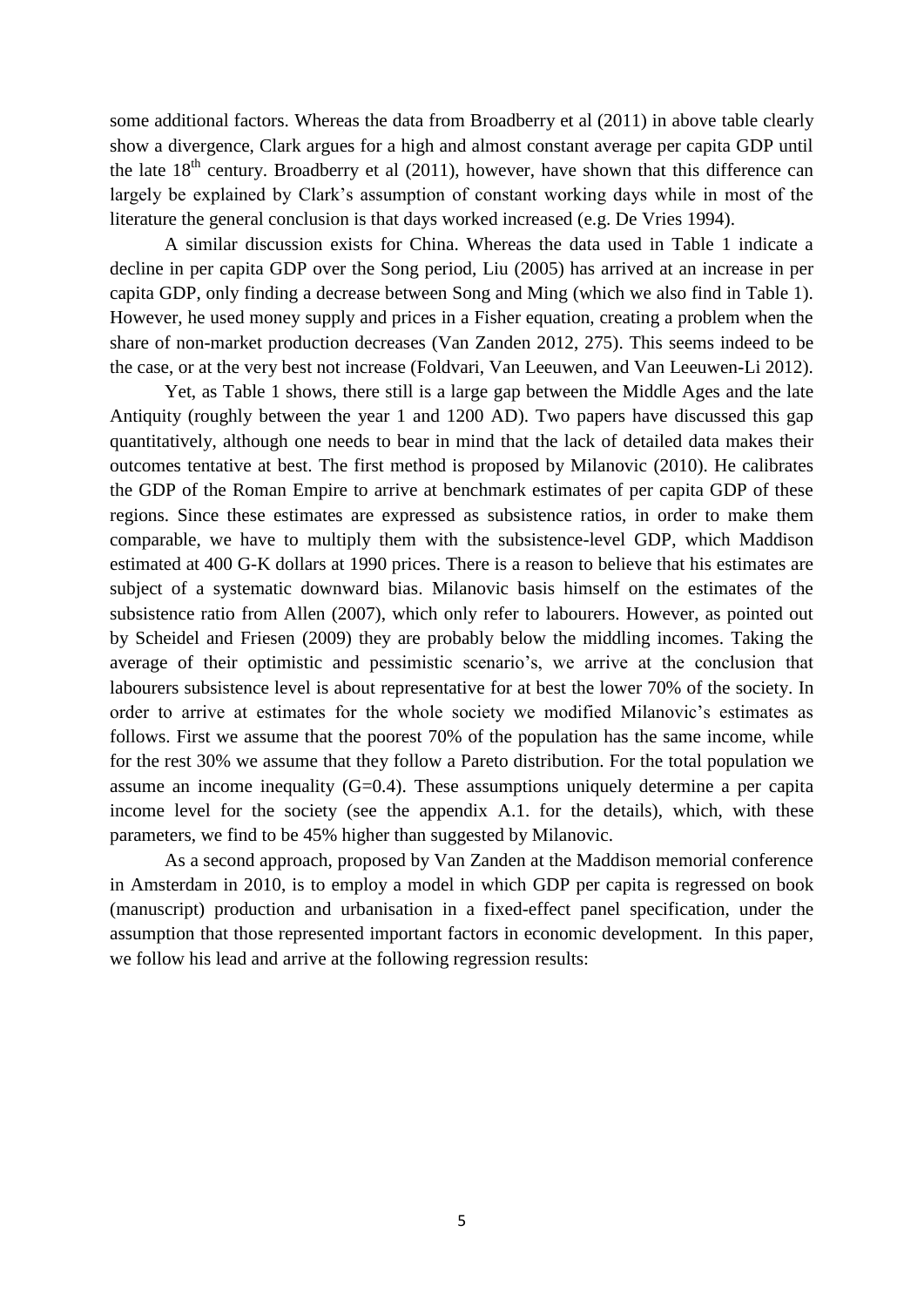some additional factors. Whereas the data from Broadberry et al (2011) in above table clearly show a divergence, Clark argues for a high and almost constant average per capita GDP until the late 18th century. Broadberry et al (2011), however, have shown that this difference can largely be explained by Clark's assumption of constant working days while in most of the literature the general conclusion is that days worked increased (e.g. De Vries 1994).

A similar discussion exists for China. Whereas the data used in Table 1 indicate a decline in per capita GDP over the Song period, Liu (2005) has arrived at an increase in per capita GDP, only finding a decrease between Song and Ming (which we also find in Table 1). However, he used money supply and prices in a Fisher equation, creating a problem when the share of non-market production decreases (Van Zanden 2012, 275). This seems indeed to be the case, or at the very best not increase (Foldvari, Van Leeuwen, and Van Leeuwen-Li 2012).

Yet, as Table 1 shows, there still is a large gap between the Middle Ages and the late Antiquity (roughly between the year 1 and 1200 AD). Two papers have discussed this gap quantitatively, although one needs to bear in mind that the lack of detailed data makes their outcomes tentative at best. The first method is proposed by Milanovic (2010). He calibrates the GDP of the Roman Empire to arrive at benchmark estimates of per capita GDP of these regions. Since these estimates are expressed as subsistence ratios, in order to make them comparable, we have to multiply them with the subsistence-level GDP, which Maddison estimated at 400 G-K dollars at 1990 prices. There is a reason to believe that his estimates are subject of a systematic downward bias. Milanovic basis himself on the estimates of the subsistence ratio from Allen (2007), which only refer to labourers. However, as pointed out by Scheidel and Friesen (2009) they are probably below the middling incomes. Taking the average of their optimistic and pessimistic scenario's, we arrive at the conclusion that labourers subsistence level is about representative for at best the lower 70% of the society. In order to arrive at estimates for the whole society we modified Milanovic's estimates as follows. First we assume that the poorest 70% of the population has the same income, while for the rest 30% we assume that they follow a Pareto distribution. For the total population we assume an income inequality ($G=0.4$). These assumptions uniquely determine a per capita income level for the society (see the appendix A.1. for the details), which, with these parameters, we find to be 45% higher than suggested by Milanovic.

As a second approach, proposed by Van Zanden at the Maddison memorial conference in Amsterdam in 2010, is to employ a model in which GDP per capita is regressed on book (manuscript) production and urbanisation in a fixed-effect panel specification, under the assumption that those represented important factors in economic development. In this paper, we follow his lead and arrive at the following regression results: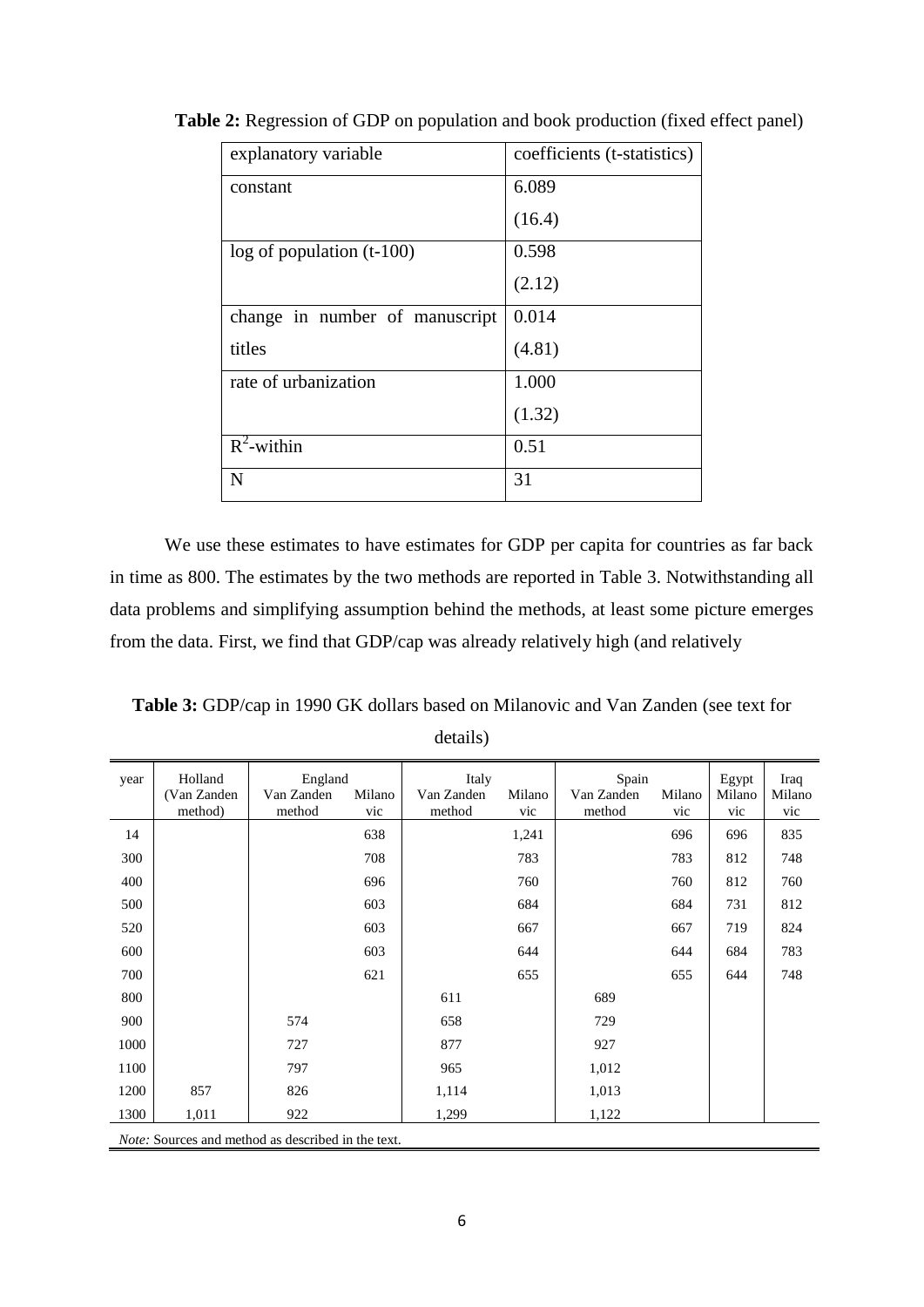**Table 2:** Regression of GDP on population and book production (fixed effect panel)

| explanatory variable | coefficients (t-statistics) |
|---|---|
| constant | 6.089<br>(16.4) |
| log of population (t-100) | 0.598<br>(2.12) |
| change in number of manuscript titles | 0.014<br>(4.81) |
| rate of urbanization | 1.000<br>(1.32) |
| $R^2$-within | 0.51 |
| N | 31 |

We use these estimates to have estimates for GDP per capita for countries as far back in time as 800. The estimates by the two methods are reported in Table 3. Notwithstanding all data problems and simplifying assumption behind the methods, at least some picture emerges from the data. First, we find that GDP/cap was already relatively high (and relatively

**Table 3:** GDP/cap in 1990 GK dollars based on Milanovic and Van Zanden (see text for details)

| year | Holland | England | | Italy | | Spain | | Egypt | Iraq |
|---|---|---|---|---|---|---|---|---|---|
| | (Van Zanden method) | Van Zanden method | Milanovic | Van Zanden method | Milanovic | Van Zanden method | Milanovic | Milanovic | Milanovic |
| 14 | | | 638 | | 1,241 | | 696 | 696 | 835 |
| 300 | | | 708 | | 783 | | 783 | 812 | 748 |
| 400 | | | 696 | | 760 | | 760 | 812 | 760 |
| 500 | | | 603 | | 684 | | 684 | 731 | 812 |
| 520 | | | 603 | | 667 | | 667 | 719 | 824 |
| 600 | | | 603 | | 644 | | 644 | 684 | 783 |
| 700 | | | 621 | | 655 | | 655 | 644 | 748 |
| 800 | | | | 611 | | 689 | | | |
| 900 | | 574 | | 658 | | 729 | | | |
| 1000 | | 727 | | 877 | | 927 | | | |
| 1100 | | 797 | | 965 | | 1,012 | | | |
| 1200 | 857 | 826 | | 1,114 | | 1,013 | | | |
| 1300 | 1,011 | 922 | | 1,299 | | 1,122 | | | |

*Note:* Sources and method as described in the text.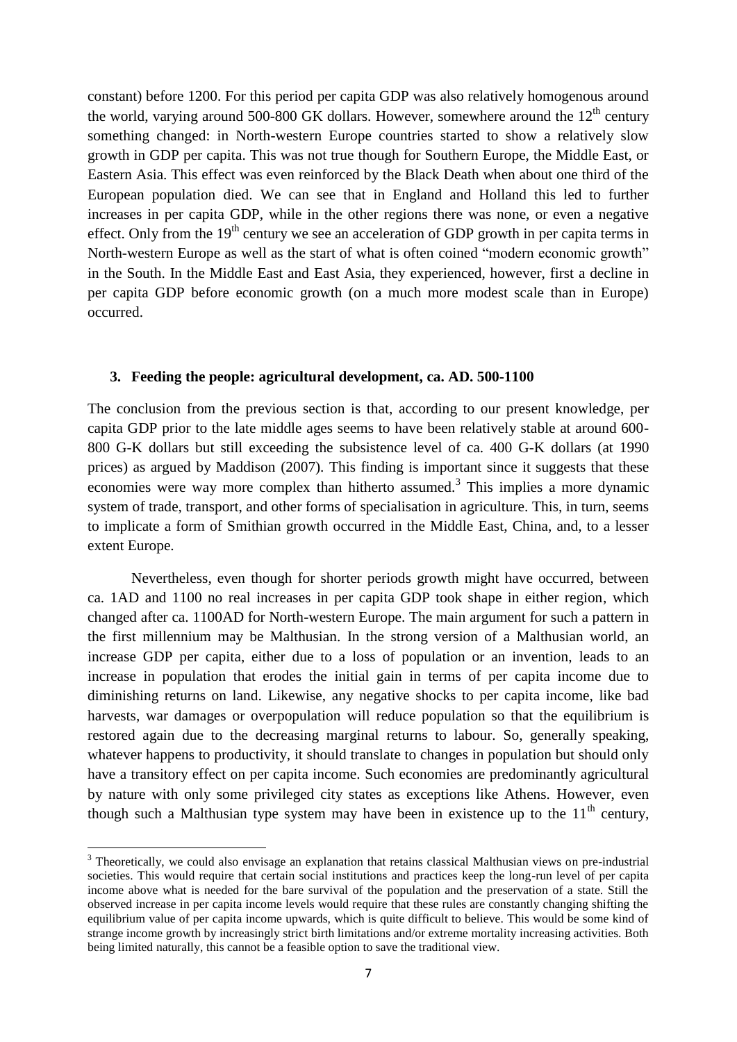constant) before 1200. For this period per capita GDP was also relatively homogenous around the world, varying around 500-800 GK dollars. However, somewhere around the 12th century something changed: in North-western Europe countries started to show a relatively slow growth in GDP per capita. This was not true though for Southern Europe, the Middle East, or Eastern Asia. This effect was even reinforced by the Black Death when about one third of the European population died. We can see that in England and Holland this led to further increases in per capita GDP, while in the other regions there was none, or even a negative effect. Only from the 19th century we see an acceleration of GDP growth in per capita terms in North-western Europe as well as the start of what is often coined "modern economic growth" in the South. In the Middle East and East Asia, they experienced, however, first a decline in per capita GDP before economic growth (on a much more modest scale than in Europe) occurred.

## 3. Feeding the people: agricultural development, ca. AD. 500-1100

The conclusion from the previous section is that, according to our present knowledge, per capita GDP prior to the late middle ages seems to have been relatively stable at around 600-800 G-K dollars but still exceeding the subsistence level of ca. 400 G-K dollars (at 1990 prices) as argued by Maddison (2007). This finding is important since it suggests that these economies were way more complex than hitherto assumed.[3] This implies a more dynamic system of trade, transport, and other forms of specialisation in agriculture. This, in turn, seems to implicate a form of Smithian growth occurred in the Middle East, China, and, to a lesser extent Europe.

Nevertheless, even though for shorter periods growth might have occurred, between ca. 1AD and 1100 no real increases in per capita GDP took shape in either region, which changed after ca. 1100AD for North-western Europe. The main argument for such a pattern in the first millennium may be Malthusian. In the strong version of a Malthusian world, an increase GDP per capita, either due to a loss of population or an invention, leads to an increase in population that erodes the initial gain in terms of per capita income due to diminishing returns on land. Likewise, any negative shocks to per capita income, like bad harvests, war damages or overpopulation will reduce population so that the equilibrium is restored again due to the decreasing marginal returns to labour. So, generally speaking, whatever happens to productivity, it should translate to changes in population but should only have a transitory effect on per capita income. Such economies are predominantly agricultural by nature with only some privileged city states as exceptions like Athens. However, even though such a Malthusian type system may have been in existence up to the 11th century,

[3] Theoretically, we could also envisage an explanation that retains classical Malthusian views on pre-industrial societies. This would require that certain social institutions and practices keep the long-run level of per capita income above what is needed for the bare survival of the population and the preservation of a state. Still the observed increase in per capita income levels would require that these rules are constantly changing shifting the equilibrium value of per capita income upwards, which is quite difficult to believe. This would be some kind of strange income growth by increasingly strict birth limitations and/or extreme mortality increasing activities. Both being limited naturally, this cannot be a feasible option to save the traditional view.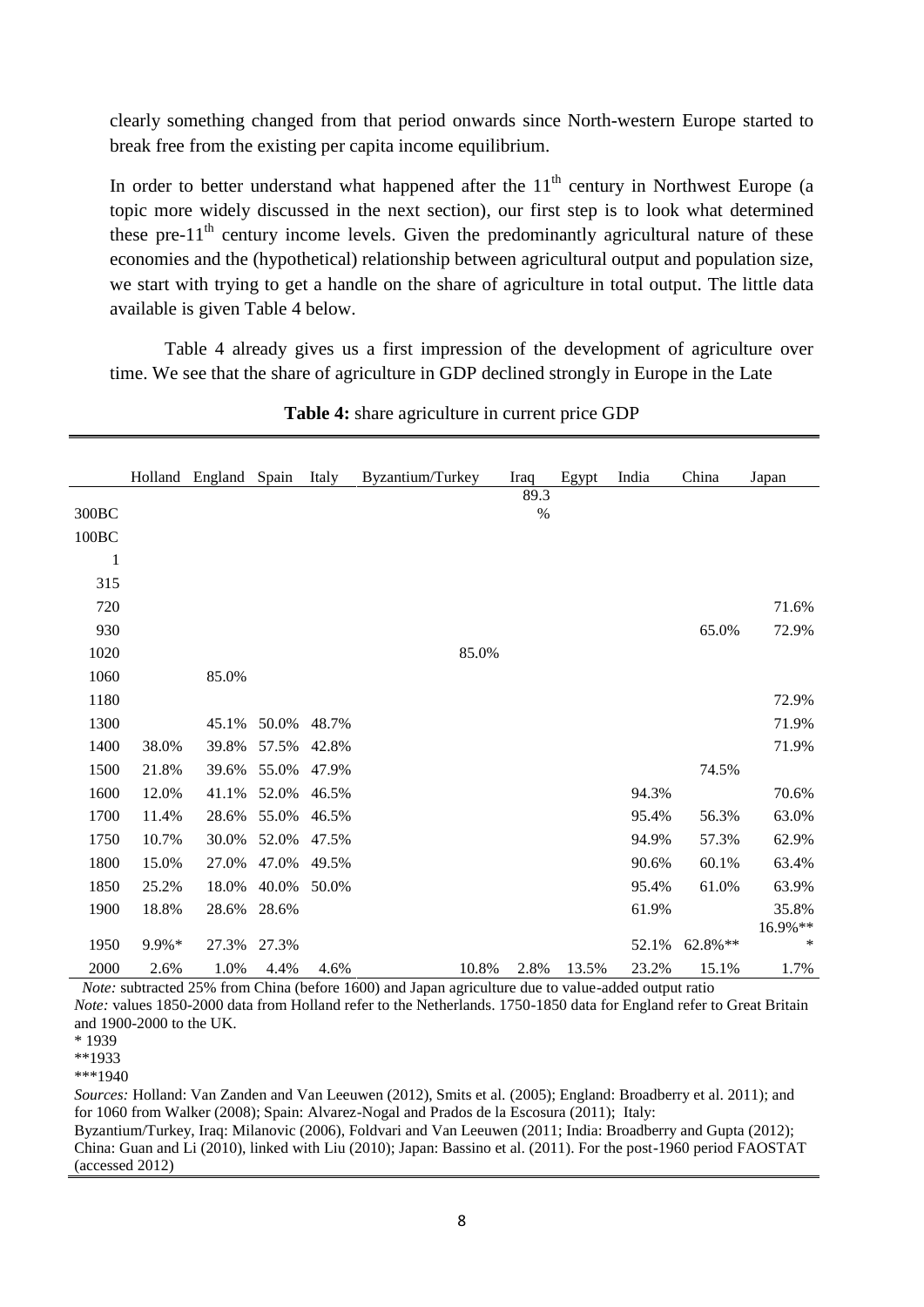clearly something changed from that period onwards since North-western Europe started to break free from the existing per capita income equilibrium.

In order to better understand what happened after the 11th century in Northwest Europe (a topic more widely discussed in the next section), our first step is to look what determined these pre-11th century income levels. Given the predominantly agricultural nature of these economies and the (hypothetical) relationship between agricultural output and population size, we start with trying to get a handle on the share of agriculture in total output. The little data available is given Table 4 below.

Table 4 already gives us a first impression of the development of agriculture over time. We see that the share of agriculture in GDP declined strongly in Europe in the Late

**Table 4:** share agriculture in current price GDP

| | Holland | England | Spain | Italy | Byzantium/Turkey | Iraq | Egypt | India | China | Japan |
|---|---|---|---|---|---|---|---|---|---|---|
| 300BC | | | | | | 89.3 % | | | | |
| 100BC | | | | | | | | | | |
| 1 | | | | | | | | | | |
| 315 | | | | | | | | | | |
| 720 | | | | | | | | | | 71.6% |
| 930 | | | | | | | | | 65.0% | 72.9% |
| 1020 | | | | | 85.0% | | | | | |
| 1060 | | 85.0% | | | | | | | | |
| 1180 | | | | | | | | | | 72.9% |
| 1300 | | 45.1% | 50.0% | 48.7% | | | | | | 71.9% |
| 1400 | 38.0% | 39.8% | 57.5% | 42.8% | | | | | | 71.9% |
| 1500 | 21.8% | 39.6% | 55.0% | 47.9% | | | | | 74.5% | |
| 1600 | 12.0% | 41.1% | 52.0% | 46.5% | | | | 94.3% | | 70.6% |
| 1700 | 11.4% | 28.6% | 55.0% | 46.5% | | | | 95.4% | 56.3% | 63.0% |
| 1750 | 10.7% | 30.0% | 52.0% | 47.5% | | | | 94.9% | 57.3% | 62.9% |
| 1800 | 15.0% | 27.0% | 47.0% | 49.5% | | | | 90.6% | 60.1% | 63.4% |
| 1850 | 25.2% | 18.0% | 40.0% | 50.0% | | | | 95.4% | 61.0% | 63.9% |
| 1900 | 18.8% | 28.6% | 28.6% | | | | | 61.9% | | 35.8% |
| 1950 | 9.9%* | 27.3% | 27.3% | | | | | 52.1% | 62.8%** | 16.9%*** |
| 2000 | 2.6% | 1.0% | 4.4% | 4.6% | 10.8% | 2.8% | 13.5% | 23.2% | 15.1% | 1.7% |

*Note:* subtracted 25% from China (before 1600) and Japan agriculture due to value-added output ratio

*Note:* values 1850-2000 data from Holland refer to the Netherlands. 1750-1850 data for England refer to Great Britain and 1900-2000 to the UK.

\* 1939

\*\*1933

\*\*\*1940

*Sources:* Holland: Van Zanden and Van Leeuwen (2012), Smits et al. (2005); England: Broadberry et al. 2011); and for 1060 from Walker (2008); Spain: Alvarez-Nogal and Prados de la Escosura (2011); Italy: Byzantium/Turkey, Iraq: Milanovic (2006), Foldvari and Van Leeuwen (2011; India: Broadberry and Gupta (2012); China: Guan and Li (2010), linked with Liu (2010); Japan: Bassino et al. (2011). For the post-1960 period FAOSTAT (accessed 2012)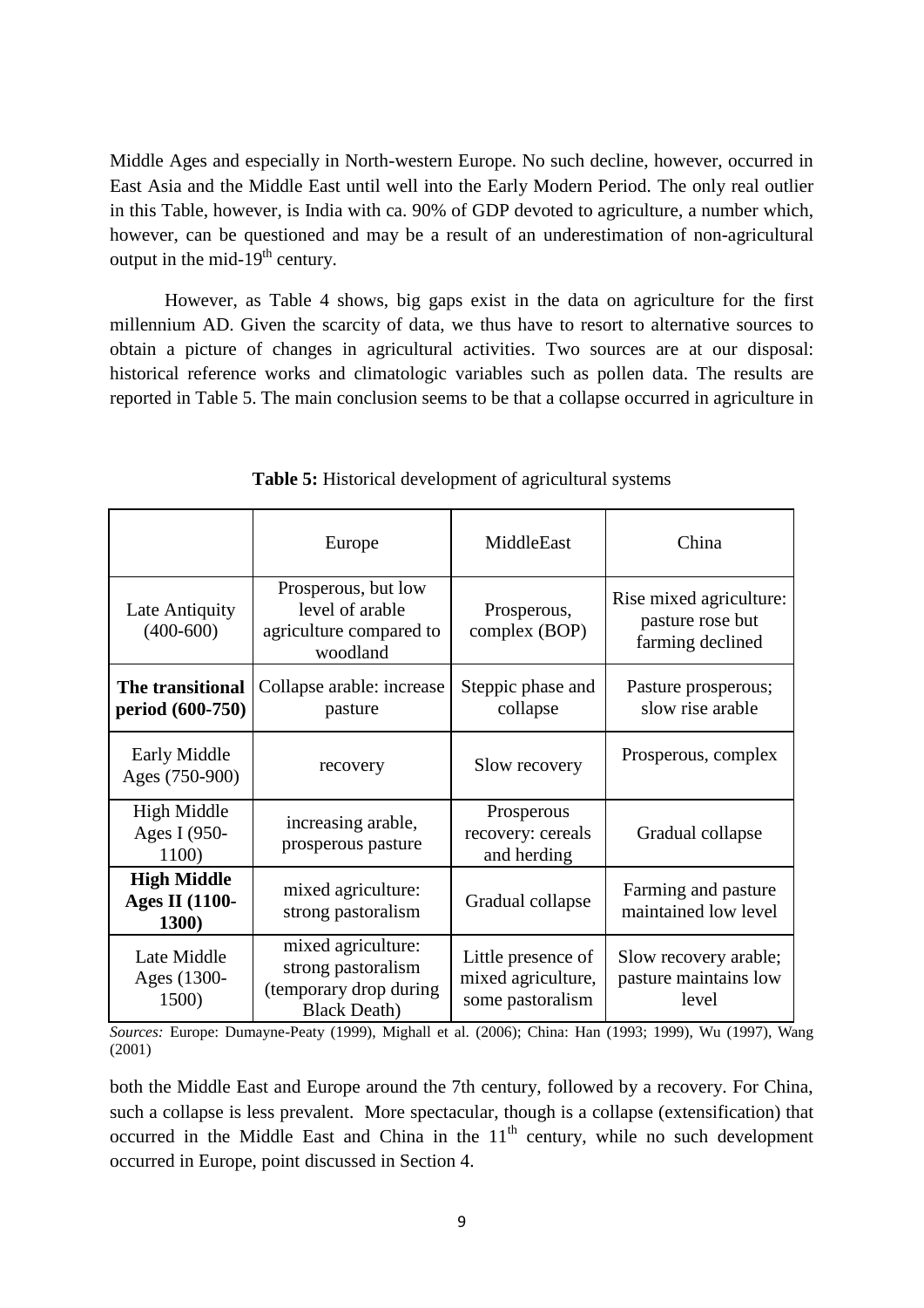Middle Ages and especially in North-western Europe. No such decline, however, occurred in East Asia and the Middle East until well into the Early Modern Period. The only real outlier in this Table, however, is India with ca. 90% of GDP devoted to agriculture, a number which, however, can be questioned and may be a result of an underestimation of non-agricultural output in the mid-19th century.

However, as Table 4 shows, big gaps exist in the data on agriculture for the first millennium AD. Given the scarcity of data, we thus have to resort to alternative sources to obtain a picture of changes in agricultural activities. Two sources are at our disposal: historical reference works and climatologic variables such as pollen data. The results are reported in Table 5. The main conclusion seems to be that a collapse occurred in agriculture in both the Middle East and Europe around the 7th century, followed by a recovery. For China, such a collapse is less prevalent. More spectacular, though is a collapse (extensification) that occurred in the Middle East and China in the 11th century, while no such development occurred in Europe, point discussed in Section 4.

**Table 5:** Historical development of agricultural systems

| | Europe | MiddleEast | China |
|---|---|---|---|
| Late Antiquity (400-600) | Prosperous, but low level of arable agriculture compared to woodland | Prosperous, complex (BOP) | Rise mixed agriculture: pasture rose but farming declined |
| **The transitional period (600-750)** | Collapse arable: increase pasture | Steppic phase and collapse | Pasture prosperous; slow rise arable |
| Early Middle Ages (750-900) | recovery | Slow recovery | Prosperous, complex |
| High Middle Ages I (950-1100) | increasing arable, prosperous pasture | Prosperous recovery: cereals and herding | Gradual collapse |
| **High Middle Ages II (1100-1300)** | mixed agriculture: strong pastoralism | Gradual collapse | Farming and pasture maintained low level |
| Late Middle Ages (1300-1500) | mixed agriculture: strong pastoralism (temporary drop during Black Death) | Little presence of mixed agriculture, some pastoralism | Slow recovery arable; pasture maintains low level |

*Sources:* Europe: Dumayne-Peaty (1999), Mighall et al. (2006); China: Han (1993; 1999), Wu (1997), Wang (2001)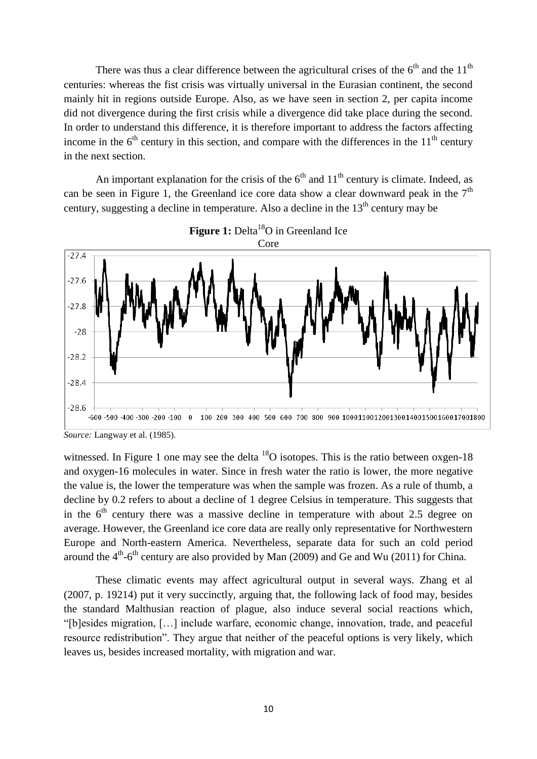There was thus a clear difference between the agricultural crises of the 6th and the 11th centuries: whereas the fist crisis was virtually universal in the Eurasian continent, the second mainly hit in regions outside Europe. Also, as we have seen in section 2, per capita income did not divergence during the first crisis while a divergence did take place during the second. In order to understand this difference, it is therefore important to address the factors affecting income in the 6th century in this section, and compare with the differences in the 11th century in the next section.

An important explanation for the crisis of the 6th and 11th century is climate. Indeed, as can be seen in Figure 1, the Greenland ice core data show a clear downward peak in the 7th century, suggesting a decline in temperature. Also a decline in the 13th century may be witnessed. In Figure 1 one may see the delta $^{18}O$ isotopes. This is the ratio between oxgen-18 and oxygen-16 molecules in water. Since in fresh water the ratio is lower, the more negative the value is, the lower the temperature was when the sample was frozen. As a rule of thumb, a decline by 0.2 refers to about a decline of 1 degree Celsius in temperature. This suggests that in the 6th century there was a massive decline in temperature with about 2.5 degree on average. However, the Greenland ice core data are really only representative for Northwestern Europe and North-eastern America. Nevertheless, separate data for such an cold period around the 4th-6th century are also provided by Man (2009) and Ge and Wu (2011) for China.

**Figure 1:** Delta$^{18}$O in Greenland Ice Core

*Source:* Langway et al. (1985).

These climatic events may affect agricultural output in several ways. Zhang et al (2007, p. 19214) put it very succinctly, arguing that, the following lack of food may, besides the standard Malthusian reaction of plague, also induce several social reactions which, "[b]esides migration, […] include warfare, economic change, innovation, trade, and peaceful resource redistribution". They argue that neither of the peaceful options is very likely, which leaves us, besides increased mortality, with migration and war.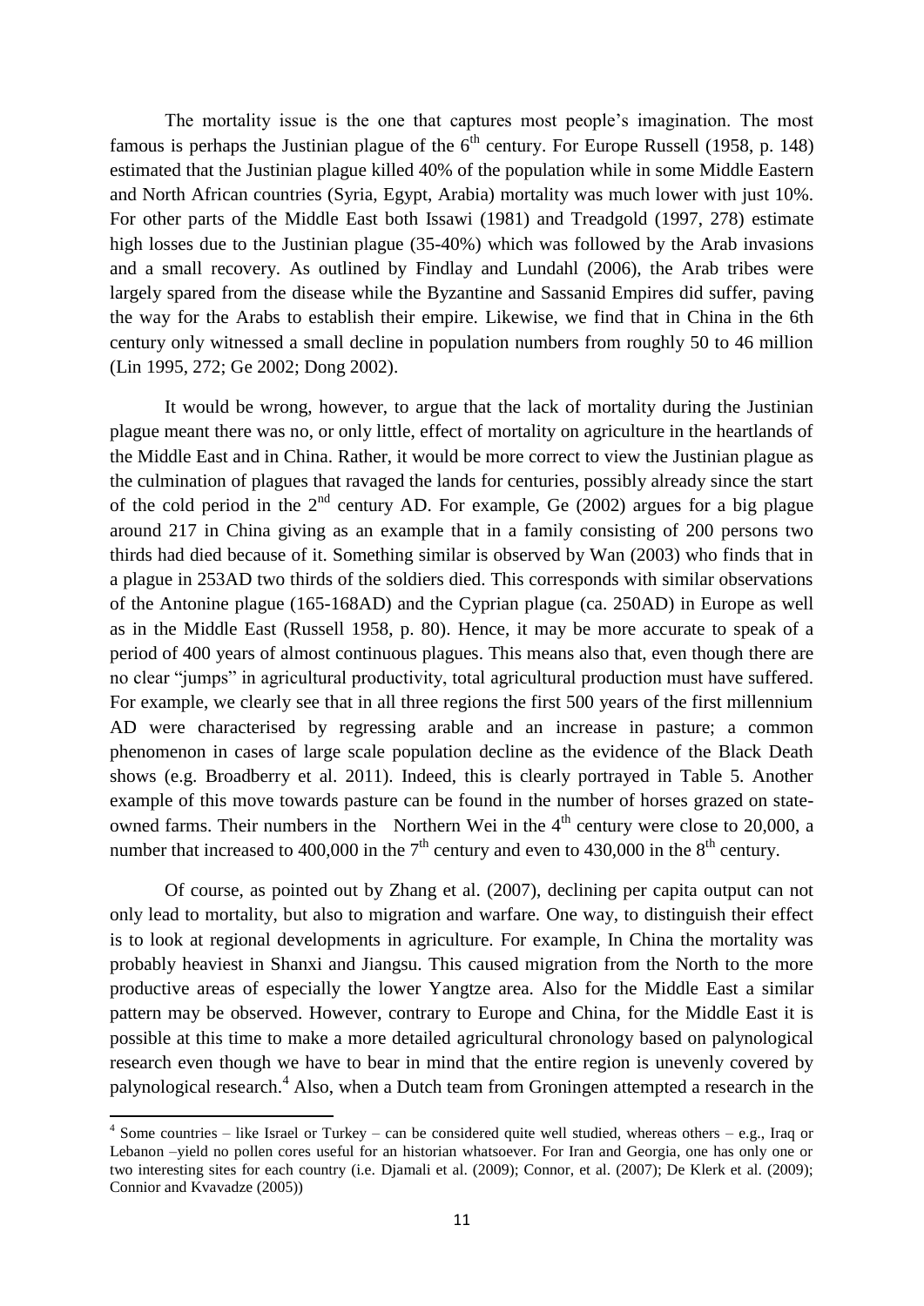The mortality issue is the one that captures most people's imagination. The most famous is perhaps the Justinian plague of the 6th century. For Europe Russell (1958, p. 148) estimated that the Justinian plague killed 40% of the population while in some Middle Eastern and North African countries (Syria, Egypt, Arabia) mortality was much lower with just 10%. For other parts of the Middle East both Issawi (1981) and Treadgold (1997, 278) estimate high losses due to the Justinian plague (35-40%) which was followed by the Arab invasions and a small recovery. As outlined by Findlay and Lundahl (2006), the Arab tribes were largely spared from the disease while the Byzantine and Sassanid Empires did suffer, paving the way for the Arabs to establish their empire. Likewise, we find that in China in the 6th century only witnessed a small decline in population numbers from roughly 50 to 46 million (Lin 1995, 272; Ge 2002; Dong 2002).

It would be wrong, however, to argue that the lack of mortality during the Justinian plague meant there was no, or only little, effect of mortality on agriculture in the heartlands of the Middle East and in China. Rather, it would be more correct to view the Justinian plague as the culmination of plagues that ravaged the lands for centuries, possibly already since the start of the cold period in the 2nd century AD. For example, Ge (2002) argues for a big plague around 217 in China giving as an example that in a family consisting of 200 persons two thirds had died because of it. Something similar is observed by Wan (2003) who finds that in a plague in 253AD two thirds of the soldiers died. This corresponds with similar observations of the Antonine plague (165-168AD) and the Cyprian plague (ca. 250AD) in Europe as well as in the Middle East (Russell 1958, p. 80). Hence, it may be more accurate to speak of a period of 400 years of almost continuous plagues. This means also that, even though there are no clear "jumps" in agricultural productivity, total agricultural production must have suffered. For example, we clearly see that in all three regions the first 500 years of the first millennium AD were characterised by regressing arable and an increase in pasture; a common phenomenon in cases of large scale population decline as the evidence of the Black Death shows (e.g. Broadberry et al. 2011). Indeed, this is clearly portrayed in Table 5. Another example of this move towards pasture can be found in the number of horses grazed on state-owned farms. Their numbers in the Northern Wei in the 4th century were close to 20,000, a number that increased to 400,000 in the 7th century and even to 430,000 in the 8th century.

Of course, as pointed out by Zhang et al. (2007), declining per capita output can not only lead to mortality, but also to migration and warfare. One way, to distinguish their effect is to look at regional developments in agriculture. For example, In China the mortality was probably heaviest in Shanxi and Jiangsu. This caused migration from the North to the more productive areas of especially the lower Yangtze area. Also for the Middle East a similar pattern may be observed. However, contrary to Europe and China, for the Middle East it is possible at this time to make a more detailed agricultural chronology based on palynological research even though we have to bear in mind that the entire region is unevenly covered by palynological research.[4] Also, when a Dutch team from Groningen attempted a research in the

---

[4] Some countries – like Israel or Turkey – can be considered quite well studied, whereas others – e.g., Iraq or Lebanon –yield no pollen cores useful for an historian whatsoever. For Iran and Georgia, one has only one or two interesting sites for each country (i.e. Djamali et al. (2009); Connor, et al. (2007); De Klerk et al. (2009); Connior and Kvavadze (2005))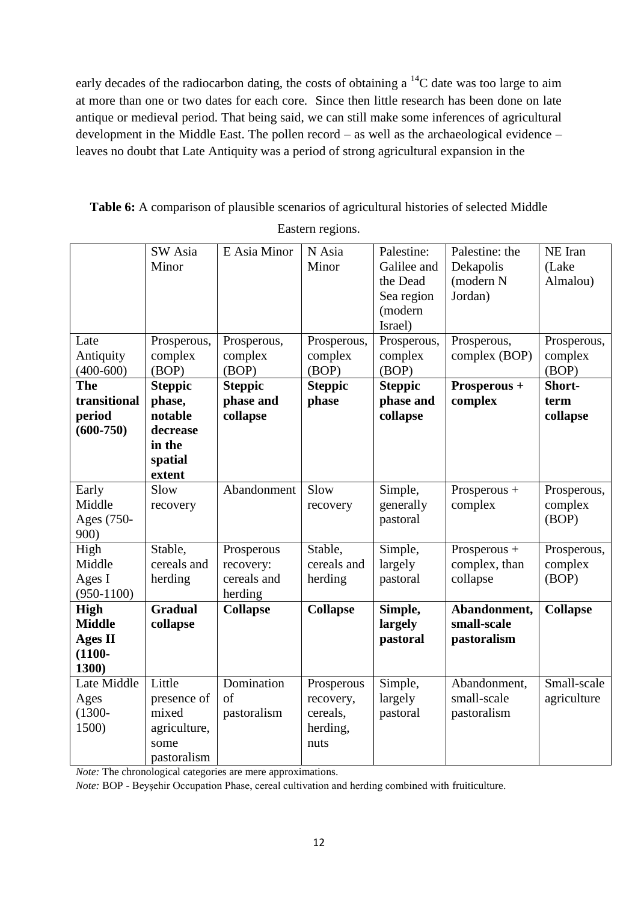early decades of the radiocarbon dating, the costs of obtaining a $^{14}$C date was too large to aim at more than one or two dates for each core. Since then little research has been done on late antique or medieval period. That being said, we can still make some inferences of agricultural development in the Middle East. The pollen record – as well as the archaeological evidence – leaves no doubt that Late Antiquity was a period of strong agricultural expansion in the

**Table 6:** A comparison of plausible scenarios of agricultural histories of selected Middle Eastern regions.

| | SW Asia Minor | E Asia Minor | N Asia Minor | Palestine: Galilee and the Dead Sea region (modern Israel) | Palestine: the Dekapolis (modern N Jordan) | NE Iran (Lake Almalou) |
|---|---|---|---|---|---|---|
| Late Antiquity (400-600) | Prosperous, complex (BOP) | Prosperous, complex (BOP) | Prosperous, complex (BOP) | Prosperous, complex (BOP) | Prosperous, complex (BOP) | Prosperous, complex (BOP) |
| **The transitional period (600-750)** | **Steppic phase, notable decrease in the spatial extent** | **Steppic phase and collapse** | **Steppic phase** | **Steppic phase and collapse** | **Prosperous + complex** | **Short-term collapse** |
| Early Middle Ages (750-900) | Slow recovery | Abandonment | Slow recovery | Simple, generally pastoral | Prosperous + complex | Prosperous, complex (BOP) |
| High Middle Ages I (950-1100) | Stable, cereals and herding | Prosperous recovery: cereals and herding | Stable, cereals and herding | Simple, largely pastoral | Prosperous + complex, than collapse | Prosperous, complex (BOP) |
| **High Middle Ages II (1100-1300)** | **Gradual collapse** | **Collapse** | **Collapse** | **Simple, largely pastoral** | **Abandonment, small-scale pastoralism** | **Collapse** |
| Late Middle Ages (1300-1500) | Little presence of mixed agriculture, some pastoralism | Domination of pastoralism | Prosperous recovery, cereals, herding, nuts | Simple, largely pastoral | Abandonment, small-scale pastoralism | Small-scale agriculture |

*Note:* The chronological categories are mere approximations.

*Note:* BOP - Beyşehir Occupation Phase, cereal cultivation and herding combined with fruiticulture.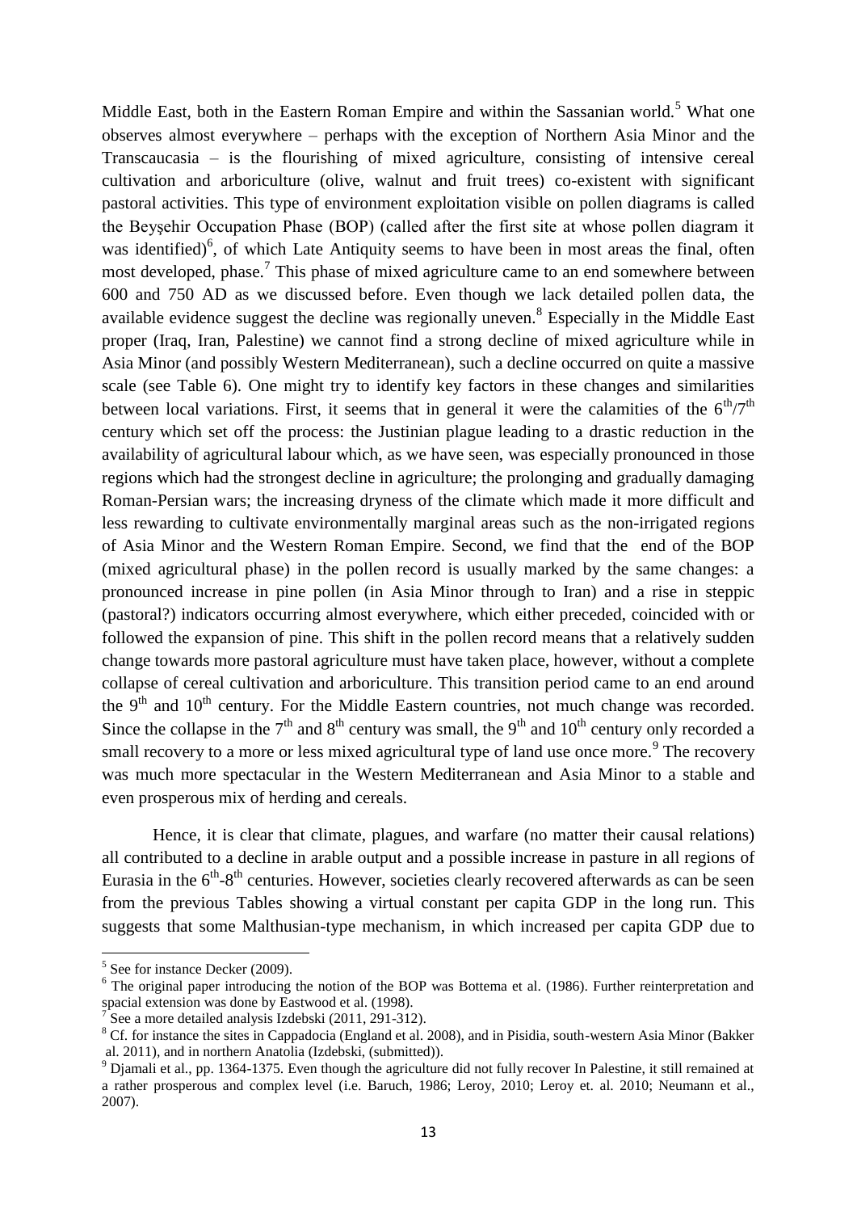Middle East, both in the Eastern Roman Empire and within the Sassanian world.[5] What one observes almost everywhere – perhaps with the exception of Northern Asia Minor and the Transcaucasia – is the flourishing of mixed agriculture, consisting of intensive cereal cultivation and arboriculture (olive, walnut and fruit trees) co-existent with significant pastoral activities. This type of environment exploitation visible on pollen diagrams is called the Beyşehir Occupation Phase (BOP) (called after the first site at whose pollen diagram it was identified)[6], of which Late Antiquity seems to have been in most areas the final, often most developed, phase.[7] This phase of mixed agriculture came to an end somewhere between 600 and 750 AD as we discussed before. Even though we lack detailed pollen data, the available evidence suggest the decline was regionally uneven.[8] Especially in the Middle East proper (Iraq, Iran, Palestine) we cannot find a strong decline of mixed agriculture while in Asia Minor (and possibly Western Mediterranean), such a decline occurred on quite a massive scale (see Table 6). One might try to identify key factors in these changes and similarities between local variations. First, it seems that in general it were the calamities of the $6^{th}/7^{th}$ century which set off the process: the Justinian plague leading to a drastic reduction in the availability of agricultural labour which, as we have seen, was especially pronounced in those regions which had the strongest decline in agriculture; the prolonging and gradually damaging Roman-Persian wars; the increasing dryness of the climate which made it more difficult and less rewarding to cultivate environmentally marginal areas such as the non-irrigated regions of Asia Minor and the Western Roman Empire. Second, we find that the end of the BOP (mixed agricultural phase) in the pollen record is usually marked by the same changes: a pronounced increase in pine pollen (in Asia Minor through to Iran) and a rise in steppic (pastoral?) indicators occurring almost everywhere, which either preceded, coincided with or followed the expansion of pine. This shift in the pollen record means that a relatively sudden change towards more pastoral agriculture must have taken place, however, without a complete collapse of cereal cultivation and arboriculture. This transition period came to an end around the $9^{th}$ and $10^{th}$ century. For the Middle Eastern countries, not much change was recorded. Since the collapse in the $7^{th}$ and $8^{th}$ century was small, the $9^{th}$ and $10^{th}$ century only recorded a small recovery to a more or less mixed agricultural type of land use once more.[9] The recovery was much more spectacular in the Western Mediterranean and Asia Minor to a stable and even prosperous mix of herding and cereals.

Hence, it is clear that climate, plagues, and warfare (no matter their causal relations) all contributed to a decline in arable output and a possible increase in pasture in all regions of Eurasia in the $6^{th}$-$8^{th}$ centuries. However, societies clearly recovered afterwards as can be seen from the previous Tables showing a virtual constant per capita GDP in the long run. This suggests that some Malthusian-type mechanism, in which increased per capita GDP due to

---

[5] See for instance Decker (2009).

[6] The original paper introducing the notion of the BOP was Bottema et al. (1986). Further reinterpretation and spacial extension was done by Eastwood et al. (1998).

[7] See a more detailed analysis Izdebski (2011, 291-312).

[8] Cf. for instance the sites in Cappadocia (England et al. 2008), and in Pisidia, south-western Asia Minor (Bakker al. 2011), and in northern Anatolia (Izdebski, (submitted)).

[9] Djamali et al., pp. 1364-1375. Even though the agriculture did not fully recover In Palestine, it still remained at a rather prosperous and complex level (i.e. Baruch, 1986; Leroy, 2010; Leroy et. al. 2010; Neumann et al., 2007).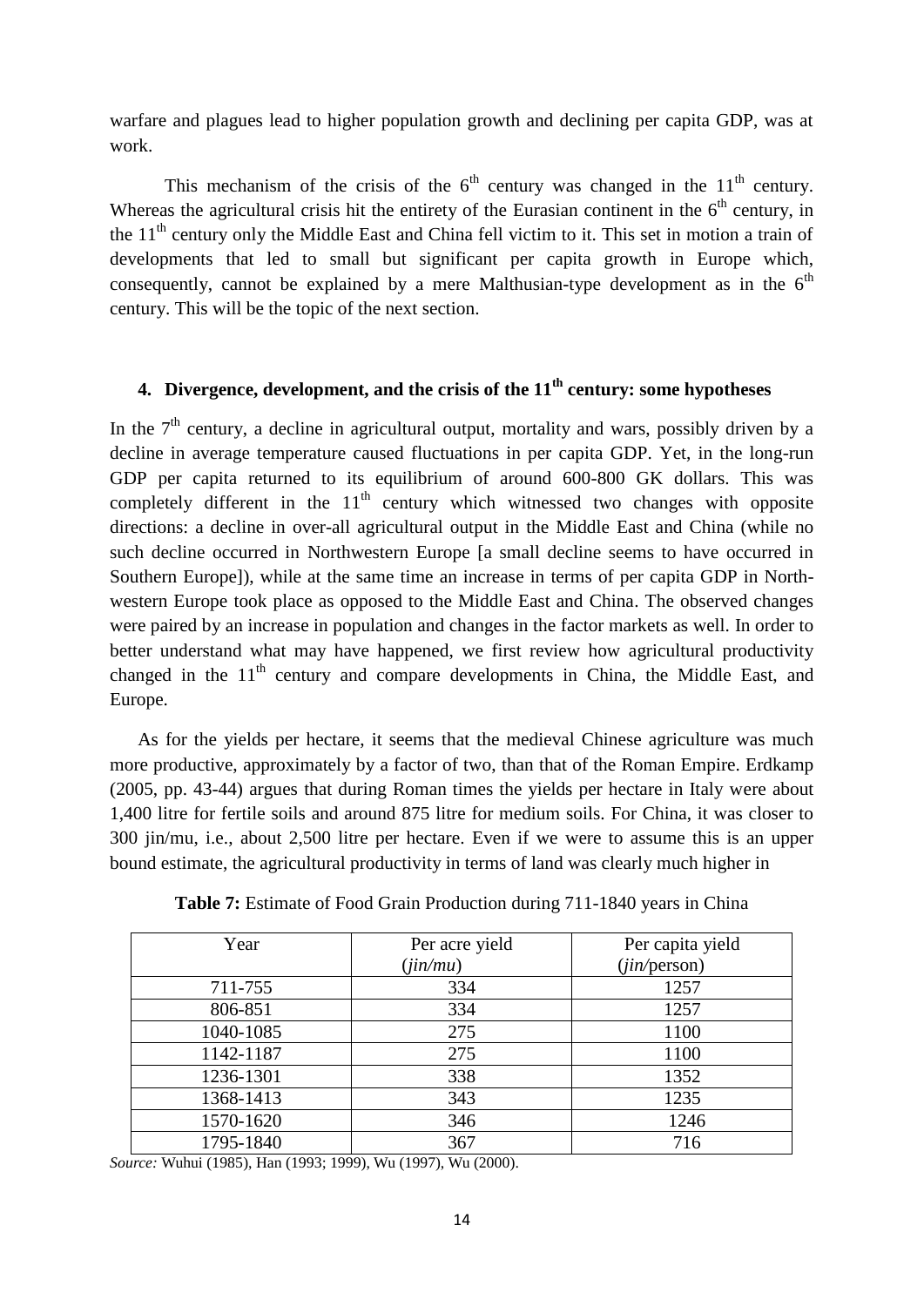warfare and plagues lead to higher population growth and declining per capita GDP, was at work.

This mechanism of the crisis of the 6th century was changed in the 11th century. Whereas the agricultural crisis hit the entirety of the Eurasian continent in the 6th century, in the 11th century only the Middle East and China fell victim to it. This set in motion a train of developments that led to small but significant per capita growth in Europe which, consequently, cannot be explained by a mere Malthusian-type development as in the 6th century. This will be the topic of the next section.

## 4. Divergence, development, and the crisis of the 11th century: some hypotheses

In the 7th century, a decline in agricultural output, mortality and wars, possibly driven by a decline in average temperature caused fluctuations in per capita GDP. Yet, in the long-run GDP per capita returned to its equilibrium of around 600-800 GK dollars. This was completely different in the 11th century which witnessed two changes with opposite directions: a decline in over-all agricultural output in the Middle East and China (while no such decline occurred in Northwestern Europe [a small decline seems to have occurred in Southern Europe]), while at the same time an increase in terms of per capita GDP in North-western Europe took place as opposed to the Middle East and China. The observed changes were paired by an increase in population and changes in the factor markets as well. In order to better understand what may have happened, we first review how agricultural productivity changed in the 11th century and compare developments in China, the Middle East, and Europe.

As for the yields per hectare, it seems that the medieval Chinese agriculture was much more productive, approximately by a factor of two, than that of the Roman Empire. Erdkamp (2005, pp. 43-44) argues that during Roman times the yields per hectare in Italy were about 1,400 litre for fertile soils and around 875 litre for medium soils. For China, it was closer to 300 jin/mu, i.e., about 2,500 litre per hectare. Even if we were to assume this is an upper bound estimate, the agricultural productivity in terms of land was clearly much higher in

**Table 7:** Estimate of Food Grain Production during 711-1840 years in China

| Year | Per acre yield (*jin/mu*) | Per capita yield (*jin/*person) |
|---|---|---|
| 711-755 | 334 | 1257 |
| 806-851 | 334 | 1257 |
| 1040-1085 | 275 | 1100 |
| 1142-1187 | 275 | 1100 |
| 1236-1301 | 338 | 1352 |
| 1368-1413 | 343 | 1235 |
| 1570-1620 | 346 | 1246 |
| 1795-1840 | 367 | 716 |

*Source:* Wuhui (1985), Han (1993; 1999), Wu (1997), Wu (2000).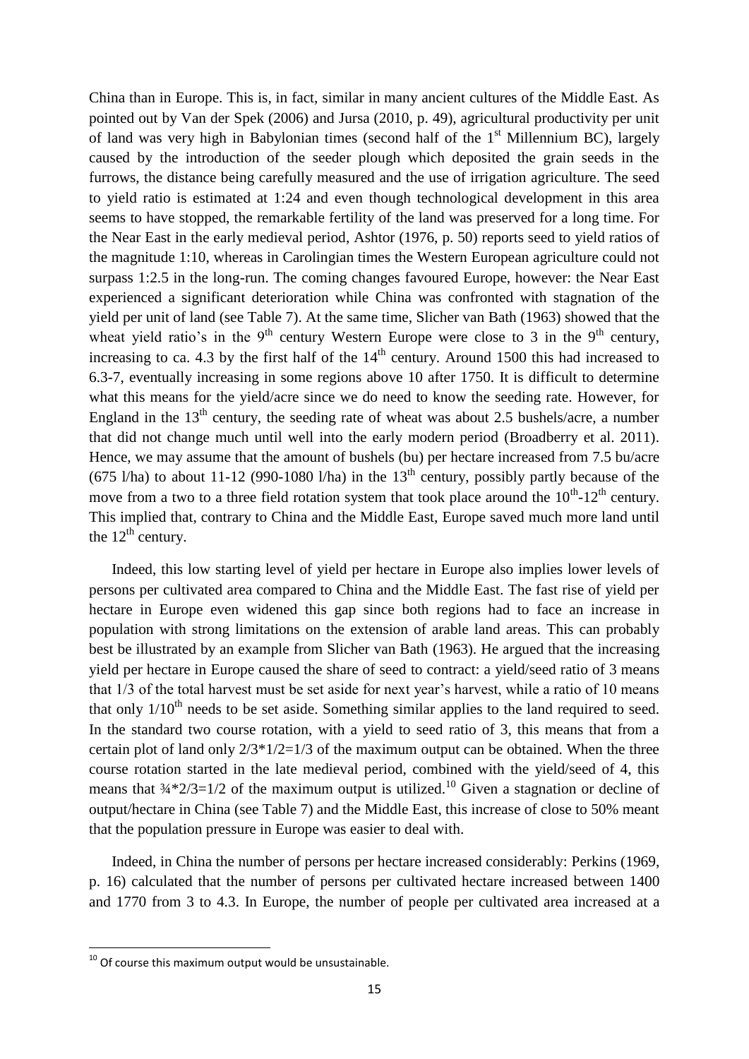China than in Europe. This is, in fact, similar in many ancient cultures of the Middle East. As pointed out by Van der Spek (2006) and Jursa (2010, p. 49), agricultural productivity per unit of land was very high in Babylonian times (second half of the 1st Millennium BC), largely caused by the introduction of the seeder plough which deposited the grain seeds in the furrows, the distance being carefully measured and the use of irrigation agriculture. The seed to yield ratio is estimated at 1:24 and even though technological development in this area seems to have stopped, the remarkable fertility of the land was preserved for a long time. For the Near East in the early medieval period, Ashtor (1976, p. 50) reports seed to yield ratios of the magnitude 1:10, whereas in Carolingian times the Western European agriculture could not surpass 1:2.5 in the long-run. The coming changes favoured Europe, however: the Near East experienced a significant deterioration while China was confronted with stagnation of the yield per unit of land (see Table 7). At the same time, Slicher van Bath (1963) showed that the wheat yield ratio's in the 9th century Western Europe were close to 3 in the 9th century, increasing to ca. 4.3 by the first half of the 14th century. Around 1500 this had increased to 6.3-7, eventually increasing in some regions above 10 after 1750. It is difficult to determine what this means for the yield/acre since we do need to know the seeding rate. However, for England in the 13th century, the seeding rate of wheat was about 2.5 bushels/acre, a number that did not change much until well into the early modern period (Broadberry et al. 2011). Hence, we may assume that the amount of bushels (bu) per hectare increased from 7.5 bu/acre (675 l/ha) to about 11-12 (990-1080 l/ha) in the 13th century, possibly partly because of the move from a two to a three field rotation system that took place around the 10th-12th century. This implied that, contrary to China and the Middle East, Europe saved much more land until the 12th century.

Indeed, this low starting level of yield per hectare in Europe also implies lower levels of persons per cultivated area compared to China and the Middle East. The fast rise of yield per hectare in Europe even widened this gap since both regions had to face an increase in population with strong limitations on the extension of arable land areas. This can probably best be illustrated by an example from Slicher van Bath (1963). He argued that the increasing yield per hectare in Europe caused the share of seed to contract: a yield/seed ratio of 3 means that 1/3 of the total harvest must be set aside for next year's harvest, while a ratio of 10 means that only 1/10th needs to be set aside. Something similar applies to the land required to seed. In the standard two course rotation, with a yield to seed ratio of 3, this means that from a certain plot of land only $2/3*1/2=1/3$ of the maximum output can be obtained. When the three course rotation started in the late medieval period, combined with the yield/seed of 4, this means that $¾*2/3=1/2$ of the maximum output is utilized.[10] Given a stagnation or decline of output/hectare in China (see Table 7) and the Middle East, this increase of close to 50% meant that the population pressure in Europe was easier to deal with.

Indeed, in China the number of persons per hectare increased considerably: Perkins (1969, p. 16) calculated that the number of persons per cultivated hectare increased between 1400 and 1770 from 3 to 4.3. In Europe, the number of people per cultivated area increased at a

[10] Of course this maximum output would be unsustainable.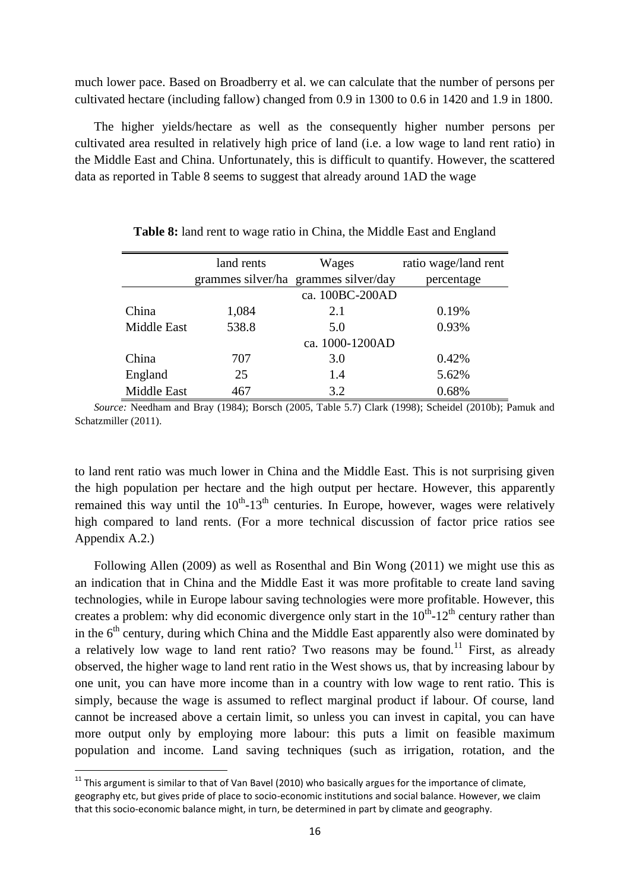much lower pace. Based on Broadberry et al. we can calculate that the number of persons per cultivated hectare (including fallow) changed from 0.9 in 1300 to 0.6 in 1420 and 1.9 in 1800.

The higher yields/hectare as well as the consequently higher number persons per cultivated area resulted in relatively high price of land (i.e. a low wage to land rent ratio) in the Middle East and China. Unfortunately, this is difficult to quantify. However, the scattered data as reported in Table 8 seems to suggest that already around 1AD the wage

**Table 8:** land rent to wage ratio in China, the Middle East and England

| | land rents grammes silver/ha | Wages grammes silver/day | ratio wage/land rent percentage |
|---|---|---|---|
| | | ca. 100BC-200AD | |
| China | 1,084 | 2.1 | 0.19% |
| Middle East | 538.8 | 5.0 | 0.93% |
| | | ca. 1000-1200AD | |
| China | 707 | 3.0 | 0.42% |
| England | 25 | 1.4 | 5.62% |
| Middle East | 467 | 3.2 | 0.68% |

*Source:* Needham and Bray (1984); Borsch (2005, Table 5.7) Clark (1998); Scheidel (2010b); Pamuk and Schatzmiller (2011).

to land rent ratio was much lower in China and the Middle East. This is not surprising given the high population per hectare and the high output per hectare. However, this apparently remained this way until the $10^{th}$-$13^{th}$ centuries. In Europe, however, wages were relatively high compared to land rents. (For a more technical discussion of factor price ratios see Appendix A.2.)

Following Allen (2009) as well as Rosenthal and Bin Wong (2011) we might use this as an indication that in China and the Middle East it was more profitable to create land saving technologies, while in Europe labour saving technologies were more profitable. However, this creates a problem: why did economic divergence only start in the $10^{th}$-$12^{th}$ century rather than in the $6^{th}$ century, during which China and the Middle East apparently also were dominated by a relatively low wage to land rent ratio? Two reasons may be found.[11] First, as already observed, the higher wage to land rent ratio in the West shows us, that by increasing labour by one unit, you can have more income than in a country with low wage to rent ratio. This is simply, because the wage is assumed to reflect marginal product if labour. Of course, land cannot be increased above a certain limit, so unless you can invest in capital, you can have more output only by employing more labour: this puts a limit on feasible maximum population and income. Land saving techniques (such as irrigation, rotation, and the

[11] This argument is similar to that of Van Bavel (2010) who basically argues for the importance of climate, geography etc, but gives pride of place to socio-economic institutions and social balance. However, we claim that this socio-economic balance might, in turn, be determined in part by climate and geography.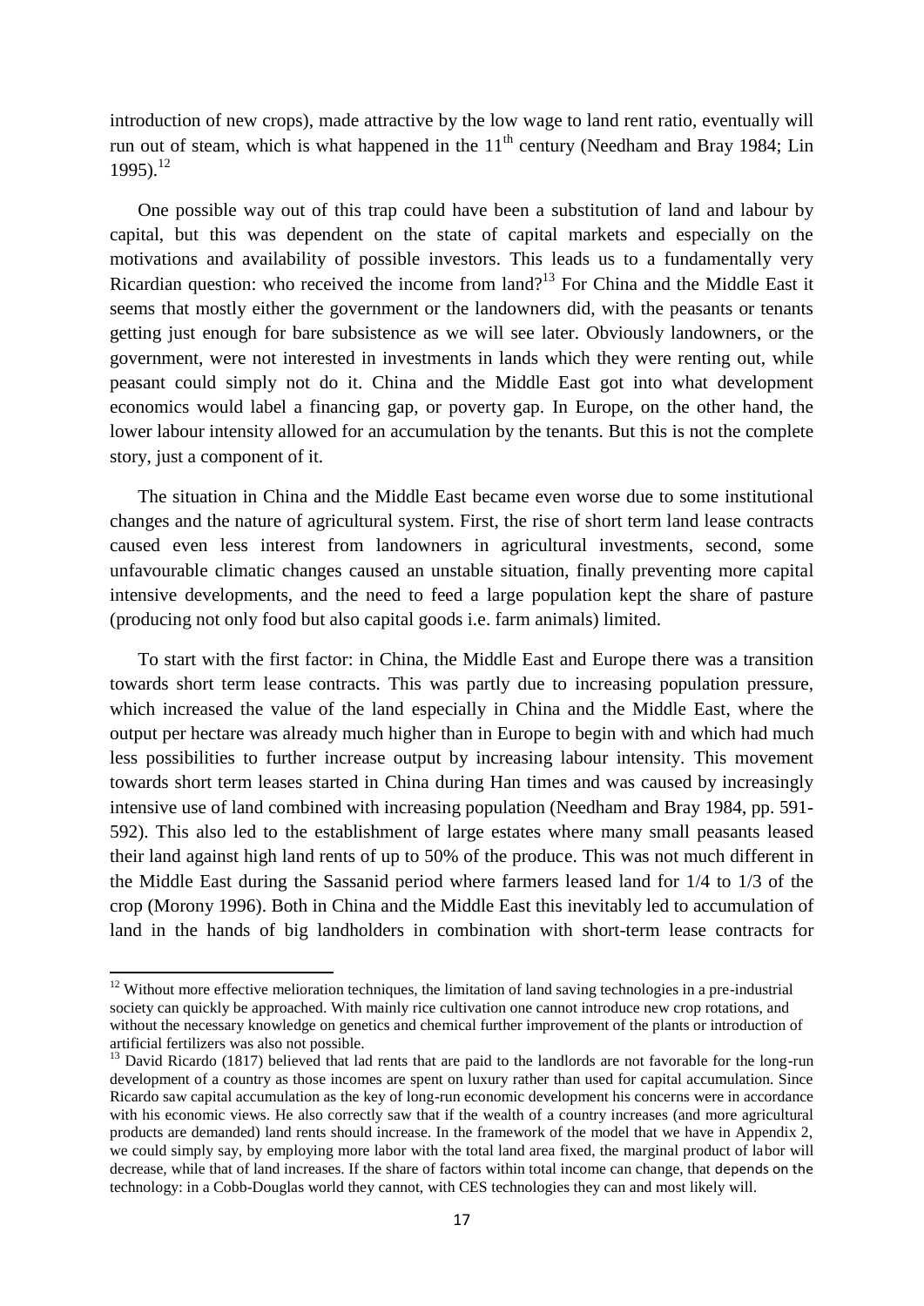introduction of new crops), made attractive by the low wage to land rent ratio, eventually will run out of steam, which is what happened in the $11^{th}$ century (Needham and Bray 1984; Lin 1995).[12]

One possible way out of this trap could have been a substitution of land and labour by capital, but this was dependent on the state of capital markets and especially on the motivations and availability of possible investors. This leads us to a fundamentally very Ricardian question: who received the income from land?[13] For China and the Middle East it seems that mostly either the government or the landowners did, with the peasants or tenants getting just enough for bare subsistence as we will see later. Obviously landowners, or the government, were not interested in investments in lands which they were renting out, while peasant could simply not do it. China and the Middle East got into what development economics would label a financing gap, or poverty gap. In Europe, on the other hand, the lower labour intensity allowed for an accumulation by the tenants. But this is not the complete story, just a component of it.

The situation in China and the Middle East became even worse due to some institutional changes and the nature of agricultural system. First, the rise of short term land lease contracts caused even less interest from landowners in agricultural investments, second, some unfavourable climatic changes caused an unstable situation, finally preventing more capital intensive developments, and the need to feed a large population kept the share of pasture (producing not only food but also capital goods i.e. farm animals) limited.

To start with the first factor: in China, the Middle East and Europe there was a transition towards short term lease contracts. This was partly due to increasing population pressure, which increased the value of the land especially in China and the Middle East, where the output per hectare was already much higher than in Europe to begin with and which had much less possibilities to further increase output by increasing labour intensity. This movement towards short term leases started in China during Han times and was caused by increasingly intensive use of land combined with increasing population (Needham and Bray 1984, pp. 591-592). This also led to the establishment of large estates where many small peasants leased their land against high land rents of up to 50% of the produce. This was not much different in the Middle East during the Sassanid period where farmers leased land for 1/4 to 1/3 of the crop (Morony 1996). Both in China and the Middle East this inevitably led to accumulation of land in the hands of big landholders in combination with short-term lease contracts for

---

[12] Without more effective melioration techniques, the limitation of land saving technologies in a pre-industrial society can quickly be approached. With mainly rice cultivation one cannot introduce new crop rotations, and without the necessary knowledge on genetics and chemical further improvement of the plants or introduction of artificial fertilizers was also not possible.

[13] David Ricardo (1817) believed that lad rents that are paid to the landlords are not favorable for the long-run development of a country as those incomes are spent on luxury rather than used for capital accumulation. Since Ricardo saw capital accumulation as the key of long-run economic development his concerns were in accordance with his economic views. He also correctly saw that if the wealth of a country increases (and more agricultural products are demanded) land rents should increase. In the framework of the model that we have in Appendix 2, we could simply say, by employing more labor with the total land area fixed, the marginal product of labor will decrease, while that of land increases. If the share of factors within total income can change, that depends on the technology: in a Cobb-Douglas world they cannot, with CES technologies they can and most likely will.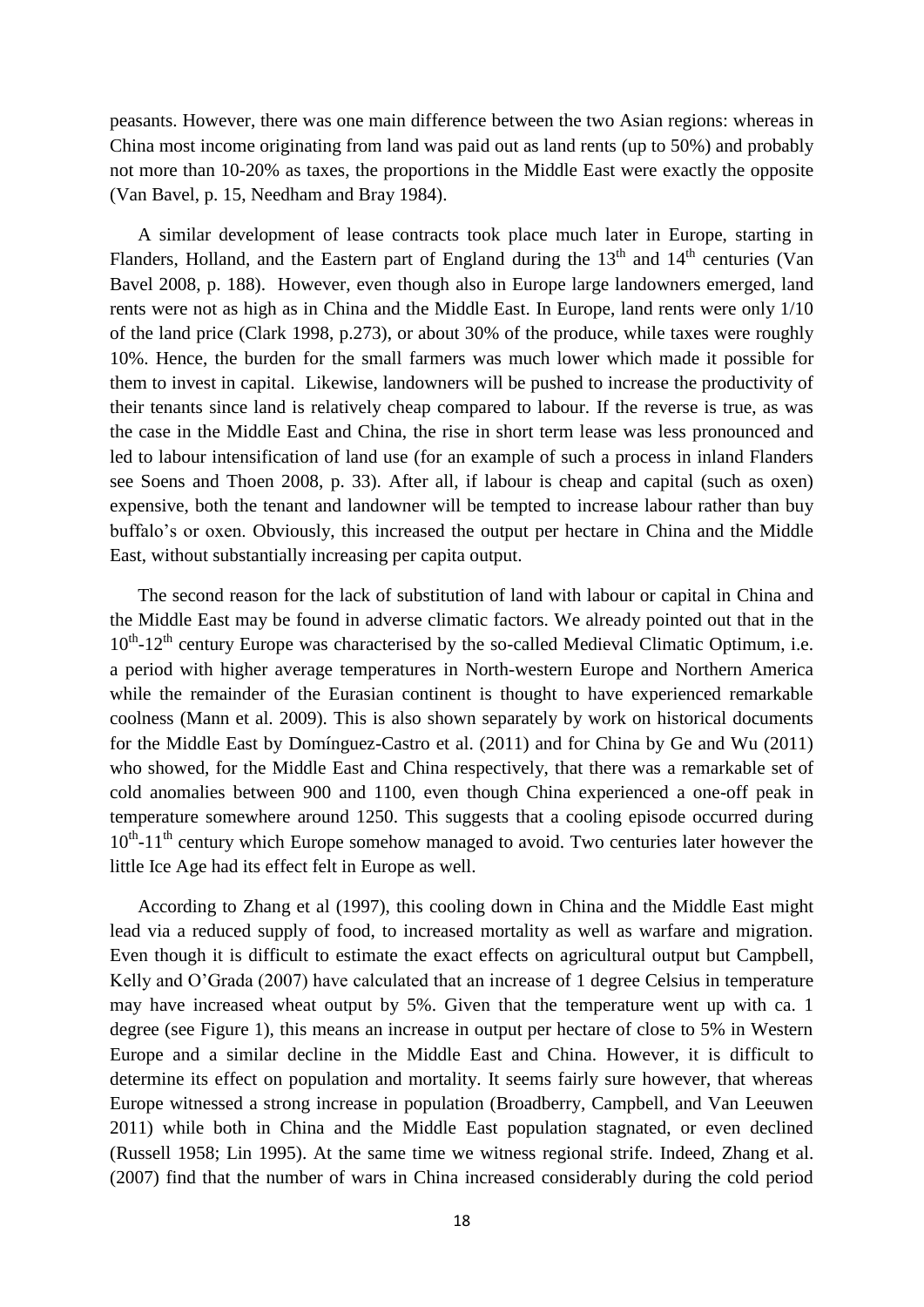peasants. However, there was one main difference between the two Asian regions: whereas in China most income originating from land was paid out as land rents (up to 50%) and probably not more than 10-20% as taxes, the proportions in the Middle East were exactly the opposite (Van Bavel, p. 15, Needham and Bray 1984).

A similar development of lease contracts took place much later in Europe, starting in Flanders, Holland, and the Eastern part of England during the 13th and 14th centuries (Van Bavel 2008, p. 188). However, even though also in Europe large landowners emerged, land rents were not as high as in China and the Middle East. In Europe, land rents were only 1/10 of the land price (Clark 1998, p.273), or about 30% of the produce, while taxes were roughly 10%. Hence, the burden for the small farmers was much lower which made it possible for them to invest in capital. Likewise, landowners will be pushed to increase the productivity of their tenants since land is relatively cheap compared to labour. If the reverse is true, as was the case in the Middle East and China, the rise in short term lease was less pronounced and led to labour intensification of land use (for an example of such a process in inland Flanders see Soens and Thoen 2008, p. 33). After all, if labour is cheap and capital (such as oxen) expensive, both the tenant and landowner will be tempted to increase labour rather than buy buffalo's or oxen. Obviously, this increased the output per hectare in China and the Middle East, without substantially increasing per capita output.

The second reason for the lack of substitution of land with labour or capital in China and the Middle East may be found in adverse climatic factors. We already pointed out that in the 10th-12th century Europe was characterised by the so-called Medieval Climatic Optimum, i.e. a period with higher average temperatures in North-western Europe and Northern America while the remainder of the Eurasian continent is thought to have experienced remarkable coolness (Mann et al. 2009). This is also shown separately by work on historical documents for the Middle East by Domínguez-Castro et al. (2011) and for China by Ge and Wu (2011) who showed, for the Middle East and China respectively, that there was a remarkable set of cold anomalies between 900 and 1100, even though China experienced a one-off peak in temperature somewhere around 1250. This suggests that a cooling episode occurred during 10th-11th century which Europe somehow managed to avoid. Two centuries later however the little Ice Age had its effect felt in Europe as well.

According to Zhang et al (1997), this cooling down in China and the Middle East might lead via a reduced supply of food, to increased mortality as well as warfare and migration. Even though it is difficult to estimate the exact effects on agricultural output but Campbell, Kelly and O'Grada (2007) have calculated that an increase of 1 degree Celsius in temperature may have increased wheat output by 5%. Given that the temperature went up with ca. 1 degree (see Figure 1), this means an increase in output per hectare of close to 5% in Western Europe and a similar decline in the Middle East and China. However, it is difficult to determine its effect on population and mortality. It seems fairly sure however, that whereas Europe witnessed a strong increase in population (Broadberry, Campbell, and Van Leeuwen 2011) while both in China and the Middle East population stagnated, or even declined (Russell 1958; Lin 1995). At the same time we witness regional strife. Indeed, Zhang et al. (2007) find that the number of wars in China increased considerably during the cold period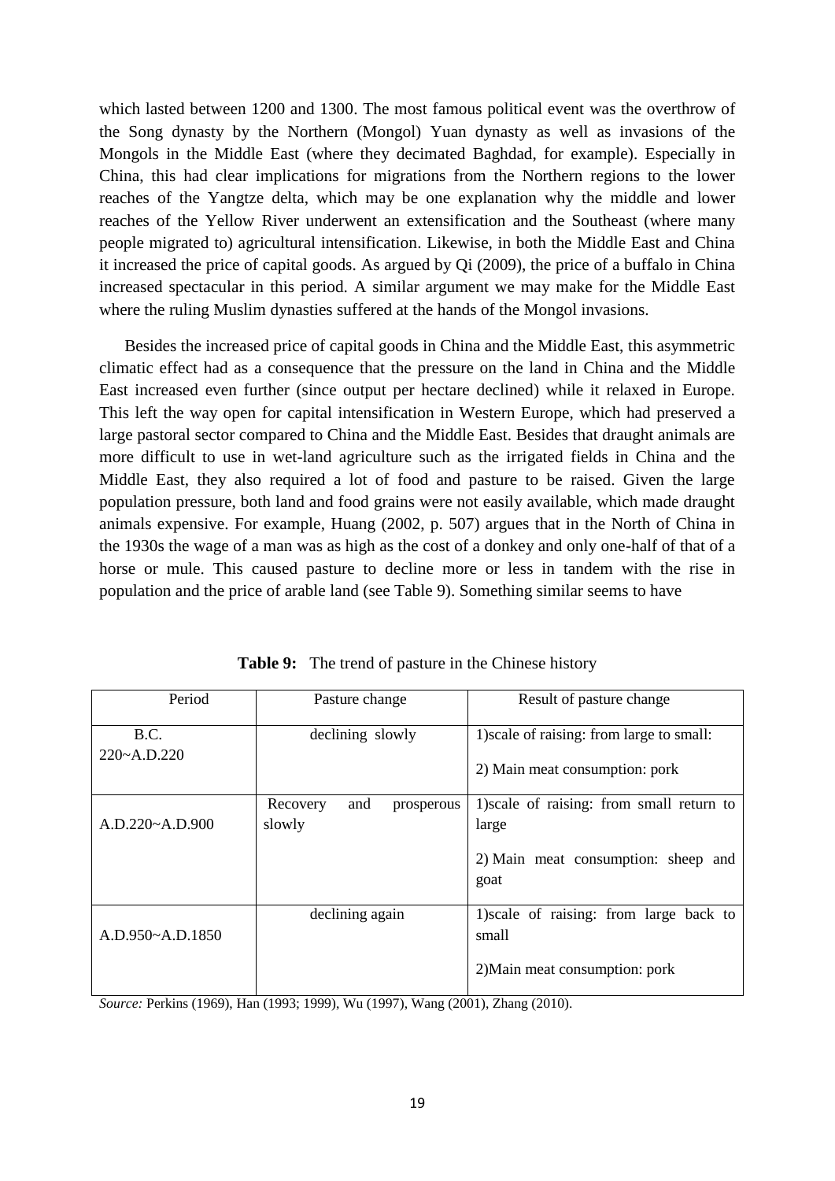which lasted between 1200 and 1300. The most famous political event was the overthrow of the Song dynasty by the Northern (Mongol) Yuan dynasty as well as invasions of the Mongols in the Middle East (where they decimated Baghdad, for example). Especially in China, this had clear implications for migrations from the Northern regions to the lower reaches of the Yangtze delta, which may be one explanation why the middle and lower reaches of the Yellow River underwent an extensification and the Southeast (where many people migrated to) agricultural intensification. Likewise, in both the Middle East and China it increased the price of capital goods. As argued by Qi (2009), the price of a buffalo in China increased spectacular in this period. A similar argument we may make for the Middle East where the ruling Muslim dynasties suffered at the hands of the Mongol invasions.

Besides the increased price of capital goods in China and the Middle East, this asymmetric climatic effect had as a consequence that the pressure on the land in China and the Middle East increased even further (since output per hectare declined) while it relaxed in Europe. This left the way open for capital intensification in Western Europe, which had preserved a large pastoral sector compared to China and the Middle East. Besides that draught animals are more difficult to use in wet-land agriculture such as the irrigated fields in China and the Middle East, they also required a lot of food and pasture to be raised. Given the large population pressure, both land and food grains were not easily available, which made draught animals expensive. For example, Huang (2002, p. 507) argues that in the North of China in the 1930s the wage of a man was as high as the cost of a donkey and only one-half of that of a horse or mule. This caused pasture to decline more or less in tandem with the rise in population and the price of arable land (see Table 9). Something similar seems to have

**Table 9:** The trend of pasture in the Chinese history

| Period | Pasture change | Result of pasture change |
|---|---|---|
| B.C. 220~A.D.220 | declining slowly | 1)scale of raising: from large to small:<br>2) Main meat consumption: pork |
| A.D.220~A.D.900 | Recovery and prosperous slowly | 1)scale of raising: from small return to large<br>2) Main meat consumption: sheep and goat |
| A.D.950~A.D.1850 | declining again | 1)scale of raising: from large back to small<br>2)Main meat consumption: pork |

*Source:* Perkins (1969), Han (1993; 1999), Wu (1997), Wang (2001), Zhang (2010).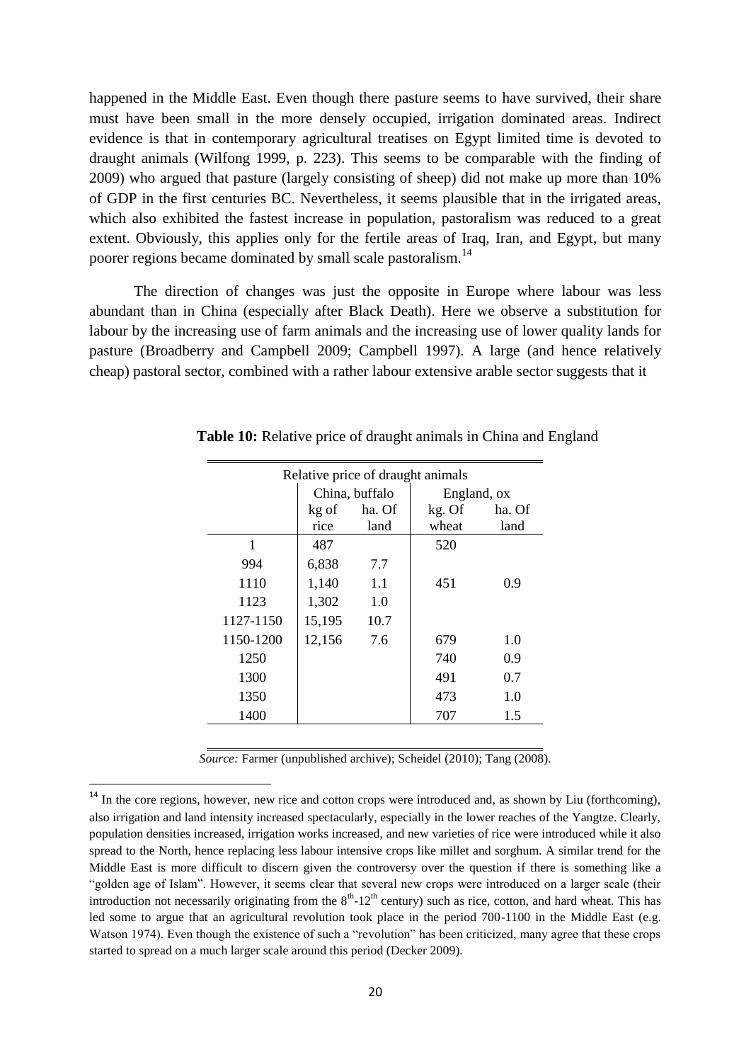happened in the Middle East. Even though there pasture seems to have survived, their share must have been small in the more densely occupied, irrigation dominated areas. Indirect evidence is that in contemporary agricultural treatises on Egypt limited time is devoted to draught animals (Wilfong 1999, p. 223). This seems to be comparable with the finding of 2009) who argued that pasture (largely consisting of sheep) did not make up more than 10% of GDP in the first centuries BC. Nevertheless, it seems plausible that in the irrigated areas, which also exhibited the fastest increase in population, pastoralism was reduced to a great extent. Obviously, this applies only for the fertile areas of Iraq, Iran, and Egypt, but many poorer regions became dominated by small scale pastoralism.[14]

The direction of changes was just the opposite in Europe where labour was less abundant than in China (especially after Black Death). Here we observe a substitution for labour by the increasing use of farm animals and the increasing use of lower quality lands for pasture (Broadberry and Campbell 2009; Campbell 1997). A large (and hence relatively cheap) pastoral sector, combined with a rather labour extensive arable sector suggests that it

**Table 10:** Relative price of draught animals in China and England

| Relative price of draught animals | | | | |
|---|---|---|---|---|
| | China, buffalo | | England, ox | |
| | kg of rice | ha. Of land | kg. Of wheat | ha. Of land |
| 1 | 487 | | 520 | |
| 994 | 6,838 | 7.7 | | |
| 1110 | 1,140 | 1.1 | 451 | 0.9 |
| 1123 | 1,302 | 1.0 | | |
| 1127-1150 | 15,195 | 10.7 | | |
| 1150-1200 | 12,156 | 7.6 | 679 | 1.0 |
| 1250 | | | 740 | 0.9 |
| 1300 | | | 491 | 0.7 |
| 1350 | | | 473 | 1.0 |
| 1400 | | | 707 | 1.5 |

*Source:* Farmer (unpublished archive); Scheidel (2010); Tang (2008).

[14] In the core regions, however, new rice and cotton crops were introduced and, as shown by Liu (forthcoming), also irrigation and land intensity increased spectacularly, especially in the lower reaches of the Yangtze. Clearly, population densities increased, irrigation works increased, and new varieties of rice were introduced while it also spread to the North, hence replacing less labour intensive crops like millet and sorghum. A similar trend for the Middle East is more difficult to discern given the controversy over the question if there is something like a "golden age of Islam". However, it seems clear that several new crops were introduced on a larger scale (their introduction not necessarily originating from the 8th-12th century) such as rice, cotton, and hard wheat. This has led some to argue that an agricultural revolution took place in the period 700-1100 in the Middle East (e.g. Watson 1974). Even though the existence of such a "revolution" has been criticized, many agree that these crops started to spread on a much larger scale around this period (Decker 2009).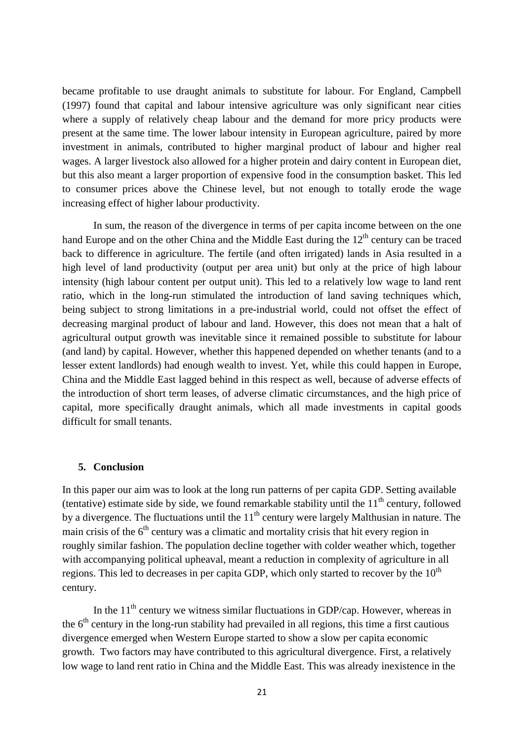became profitable to use draught animals to substitute for labour. For England, Campbell (1997) found that capital and labour intensive agriculture was only significant near cities where a supply of relatively cheap labour and the demand for more pricy products were present at the same time. The lower labour intensity in European agriculture, paired by more investment in animals, contributed to higher marginal product of labour and higher real wages. A larger livestock also allowed for a higher protein and dairy content in European diet, but this also meant a larger proportion of expensive food in the consumption basket. This led to consumer prices above the Chinese level, but not enough to totally erode the wage increasing effect of higher labour productivity.

In sum, the reason of the divergence in terms of per capita income between on the one hand Europe and on the other China and the Middle East during the 12th century can be traced back to difference in agriculture. The fertile (and often irrigated) lands in Asia resulted in a high level of land productivity (output per area unit) but only at the price of high labour intensity (high labour content per output unit). This led to a relatively low wage to land rent ratio, which in the long-run stimulated the introduction of land saving techniques which, being subject to strong limitations in a pre-industrial world, could not offset the effect of decreasing marginal product of labour and land. However, this does not mean that a halt of agricultural output growth was inevitable since it remained possible to substitute for labour (and land) by capital. However, whether this happened depended on whether tenants (and to a lesser extent landlords) had enough wealth to invest. Yet, while this could happen in Europe, China and the Middle East lagged behind in this respect as well, because of adverse effects of the introduction of short term leases, of adverse climatic circumstances, and the high price of capital, more specifically draught animals, which all made investments in capital goods difficult for small tenants.

## 5. Conclusion

In this paper our aim was to look at the long run patterns of per capita GDP. Setting available (tentative) estimate side by side, we found remarkable stability until the 11th century, followed by a divergence. The fluctuations until the 11th century were largely Malthusian in nature. The main crisis of the 6th century was a climatic and mortality crisis that hit every region in roughly similar fashion. The population decline together with colder weather which, together with accompanying political upheaval, meant a reduction in complexity of agriculture in all regions. This led to decreases in per capita GDP, which only started to recover by the 10th century.

In the 11th century we witness similar fluctuations in GDP/cap. However, whereas in the 6th century in the long-run stability had prevailed in all regions, this time a first cautious divergence emerged when Western Europe started to show a slow per capita economic growth. Two factors may have contributed to this agricultural divergence. First, a relatively low wage to land rent ratio in China and the Middle East. This was already inexistence in the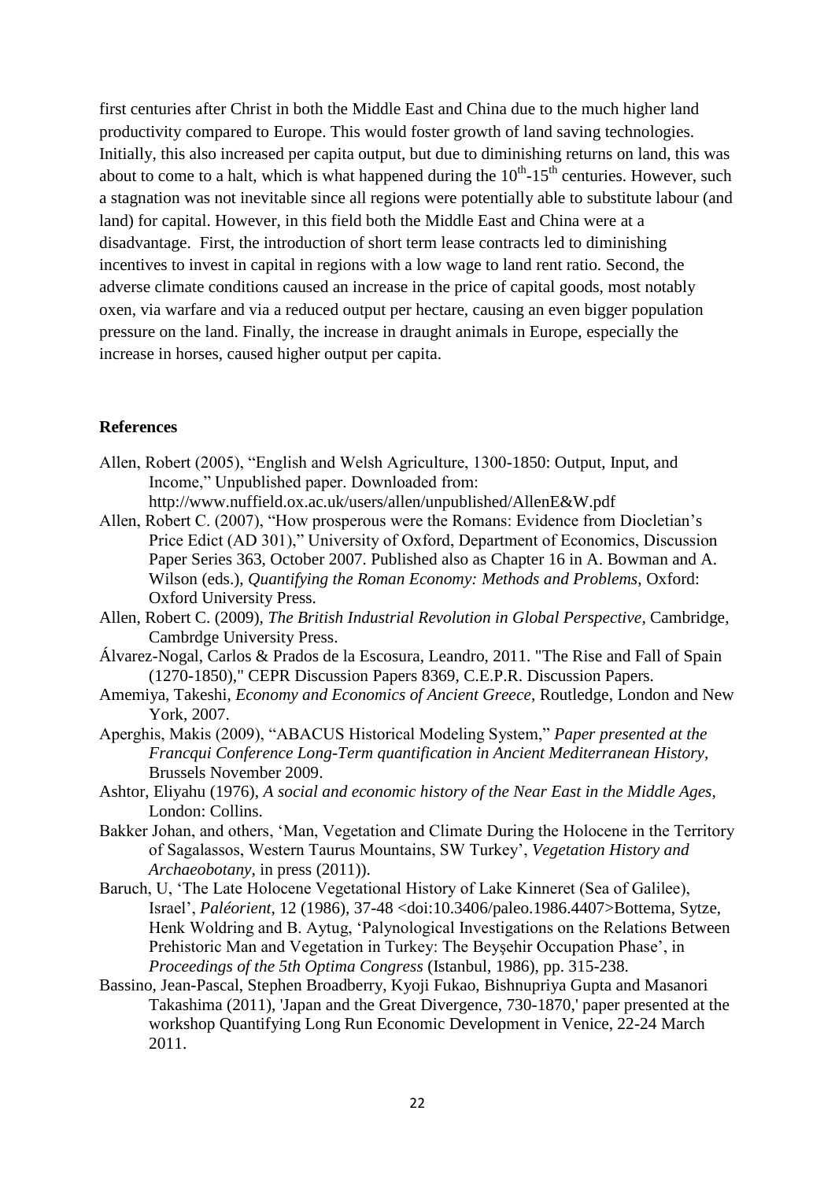first centuries after Christ in both the Middle East and China due to the much higher land productivity compared to Europe. This would foster growth of land saving technologies. Initially, this also increased per capita output, but due to diminishing returns on land, this was about to come to a halt, which is what happened during the 10th-15th centuries. However, such a stagnation was not inevitable since all regions were potentially able to substitute labour (and land) for capital. However, in this field both the Middle East and China were at a disadvantage. First, the introduction of short term lease contracts led to diminishing incentives to invest in capital in regions with a low wage to land rent ratio. Second, the adverse climate conditions caused an increase in the price of capital goods, most notably oxen, via warfare and via a reduced output per hectare, causing an even bigger population pressure on the land. Finally, the increase in draught animals in Europe, especially the increase in horses, caused higher output per capita.

## References

Allen, Robert (2005), "English and Welsh Agriculture, 1300-1850: Output, Input, and Income," Unpublished paper. Downloaded from: http://www.nuffield.ox.ac.uk/users/allen/unpublished/AllenE&W.pdf

Allen, Robert C. (2007), "How prosperous were the Romans: Evidence from Diocletian's Price Edict (AD 301)," University of Oxford, Department of Economics, Discussion Paper Series 363, October 2007. Published also as Chapter 16 in A. Bowman and A. Wilson (eds.), *Quantifying the Roman Economy: Methods and Problems*, Oxford: Oxford University Press.

Allen, Robert C. (2009), *The British Industrial Revolution in Global Perspective*, Cambridge, Cambrdge University Press.

Álvarez-Nogal, Carlos & Prados de la Escosura, Leandro, 2011. "The Rise and Fall of Spain (1270-1850)," CEPR Discussion Papers 8369, C.E.P.R. Discussion Papers.

Amemiya, Takeshi, *Economy and Economics of Ancient Greece*, Routledge, London and New York, 2007.

Aperghis, Makis (2009), "ABACUS Historical Modeling System," *Paper presented at the Francqui Conference Long-Term quantification in Ancient Mediterranean History*, Brussels November 2009.

Ashtor, Eliyahu (1976), *A social and economic history of the Near East in the Middle Ages*, London: Collins.

Bakker Johan, and others, 'Man, Vegetation and Climate During the Holocene in the Territory of Sagalassos, Western Taurus Mountains, SW Turkey', *Vegetation History and Archaeobotany*, in press (2011)).

Baruch, U, 'The Late Holocene Vegetational History of Lake Kinneret (Sea of Galilee), Israel', *Paléorient*, 12 (1986), 37-48 <doi:10.3406/paleo.1986.4407>Bottema, Sytze, Henk Woldring and B. Aytug, 'Palynological Investigations on the Relations Between Prehistoric Man and Vegetation in Turkey: The Beyşehir Occupation Phase', in *Proceedings of the 5th Optima Congress* (Istanbul, 1986), pp. 315-238.

Bassino, Jean-Pascal, Stephen Broadberry, Kyoji Fukao, Bishnupriya Gupta and Masanori Takashima (2011), 'Japan and the Great Divergence, 730-1870,' paper presented at the workshop Quantifying Long Run Economic Development in Venice, 22-24 March 2011.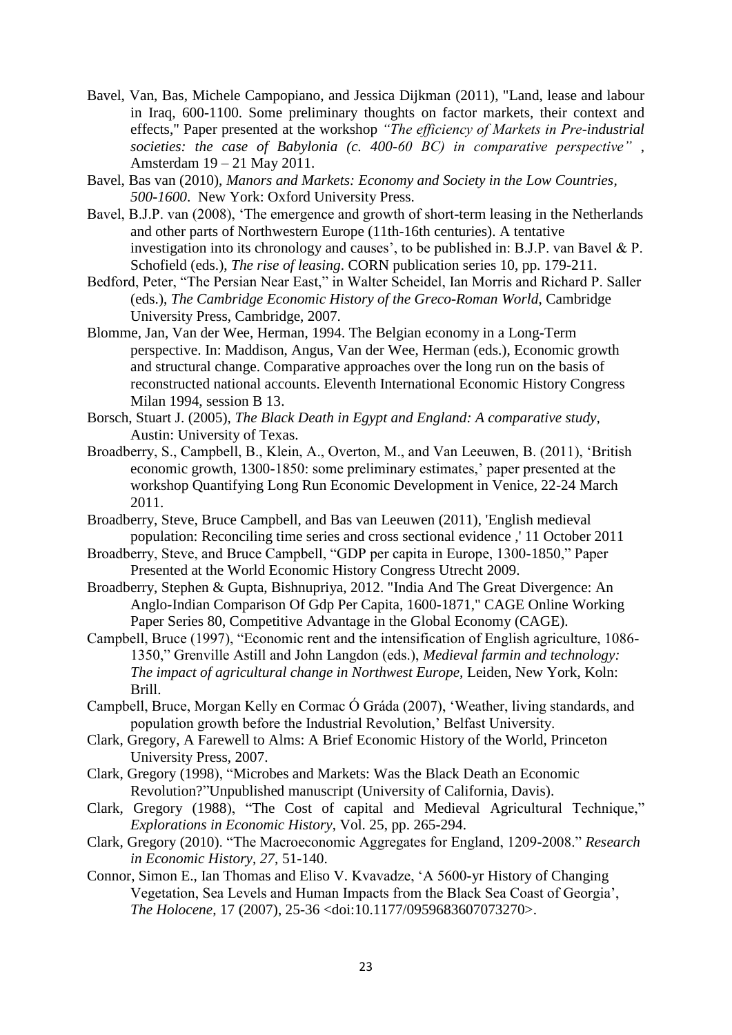Bavel, Van, Bas, Michele Campopiano, and Jessica Dijkman (2011), "Land, lease and labour in Iraq, 600-1100. Some preliminary thoughts on factor markets, their context and effects," Paper presented at the workshop *"The efficiency of Markets in Pre-industrial societies: the case of Babylonia (c. 400-60 BC) in comparative perspective"* , Amsterdam 19 – 21 May 2011.

Bavel, Bas van (2010), *Manors and Markets: Economy and Society in the Low Countries, 500-1600*. New York: Oxford University Press.

Bavel, B.J.P. van (2008), 'The emergence and growth of short-term leasing in the Netherlands and other parts of Northwestern Europe (11th-16th centuries). A tentative investigation into its chronology and causes', to be published in: B.J.P. van Bavel & P. Schofield (eds.), *The rise of leasing*. CORN publication series 10, pp. 179-211.

Bedford, Peter, "The Persian Near East," in Walter Scheidel, Ian Morris and Richard P. Saller (eds.), *The Cambridge Economic History of the Greco-Roman World*, Cambridge University Press, Cambridge, 2007.

Blomme, Jan, Van der Wee, Herman, 1994. The Belgian economy in a Long-Term perspective. In: Maddison, Angus, Van der Wee, Herman (eds.), Economic growth and structural change. Comparative approaches over the long run on the basis of reconstructed national accounts. Eleventh International Economic History Congress Milan 1994, session B 13.

Borsch, Stuart J. (2005), *The Black Death in Egypt and England: A comparative study*, Austin: University of Texas.

Broadberry, S., Campbell, B., Klein, A., Overton, M., and Van Leeuwen, B. (2011), 'British economic growth, 1300-1850: some preliminary estimates,' paper presented at the workshop Quantifying Long Run Economic Development in Venice, 22-24 March 2011.

Broadberry, Steve, Bruce Campbell, and Bas van Leeuwen (2011), 'English medieval population: Reconciling time series and cross sectional evidence ,' 11 October 2011

Broadberry, Steve, and Bruce Campbell, "GDP per capita in Europe, 1300-1850," Paper Presented at the World Economic History Congress Utrecht 2009.

Broadberry, Stephen & Gupta, Bishnupriya, 2012. "India And The Great Divergence: An Anglo-Indian Comparison Of Gdp Per Capita, 1600-1871," CAGE Online Working Paper Series 80, Competitive Advantage in the Global Economy (CAGE).

Campbell, Bruce (1997), "Economic rent and the intensification of English agriculture, 1086-1350," Grenville Astill and John Langdon (eds.), *Medieval farmin and technology: The impact of agricultural change in Northwest Europe*, Leiden, New York, Koln: Brill.

Campbell, Bruce, Morgan Kelly en Cormac Ó Gráda (2007), 'Weather, living standards, and population growth before the Industrial Revolution,' Belfast University.

Clark, Gregory, A Farewell to Alms: A Brief Economic History of the World, Princeton University Press, 2007.

Clark, Gregory (1998), "Microbes and Markets: Was the Black Death an Economic Revolution?"Unpublished manuscript (University of California, Davis).

Clark, Gregory (1988), "The Cost of capital and Medieval Agricultural Technique," *Explorations in Economic History*, Vol. 25, pp. 265-294.

Clark, Gregory (2010). "The Macroeconomic Aggregates for England, 1209-2008." *Research in Economic History*, *27*, 51-140.

Connor, Simon E., Ian Thomas and Eliso V. Kvavadze, 'A 5600-yr History of Changing Vegetation, Sea Levels and Human Impacts from the Black Sea Coast of Georgia', *The Holocene*, 17 (2007), 25-36 <doi:10.1177/0959683607073270>.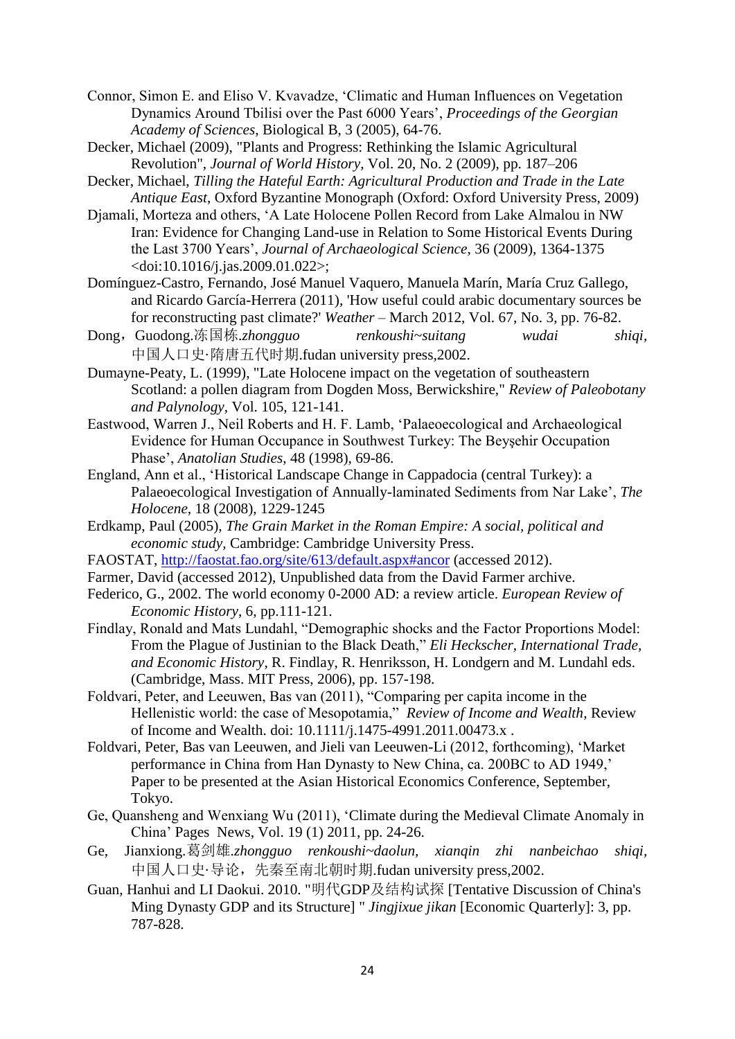Connor, Simon E. and Eliso V. Kvavadze, 'Climatic and Human Influences on Vegetation Dynamics Around Tbilisi over the Past 6000 Years', *Proceedings of the Georgian Academy of Sciences*, Biological B, 3 (2005), 64-76.

Decker, Michael (2009), "Plants and Progress: Rethinking the Islamic Agricultural Revolution", *Journal of World History*, Vol. 20, No. 2 (2009), pp. 187–206

Decker, Michael, *Tilling the Hateful Earth: Agricultural Production and Trade in the Late Antique East*, Oxford Byzantine Monograph (Oxford: Oxford University Press, 2009)

Djamali, Morteza and others, 'A Late Holocene Pollen Record from Lake Almalou in NW Iran: Evidence for Changing Land-use in Relation to Some Historical Events During the Last 3700 Years', *Journal of Archaeological Science*, 36 (2009), 1364-1375 <doi:10.1016/j.jas.2009.01.022>;

Domínguez-Castro, Fernando, José Manuel Vaquero, Manuela Marín, María Cruz Gallego, and Ricardo García-Herrera (2011), 'How useful could arabic documentary sources be for reconstructing past climate?' *Weather* – March 2012, Vol. 67, No. 3, pp. 76-82.

Dong，Guodong.冻国栋.*zhongguo renkoushi~suitang wudai shiqi*, 中国人口史·隋唐五代时期.fudan university press,2002.

Dumayne-Peaty, L. (1999), "Late Holocene impact on the vegetation of southeastern Scotland: a pollen diagram from Dogden Moss, Berwickshire," *Review of Paleobotany and Palynology*, Vol. 105, 121-141.

Eastwood, Warren J., Neil Roberts and H. F. Lamb, 'Palaeoecological and Archaeological Evidence for Human Occupance in Southwest Turkey: The Beyşehir Occupation Phase', *Anatolian Studies*, 48 (1998), 69-86.

England, Ann et al., 'Historical Landscape Change in Cappadocia (central Turkey): a Palaeoecological Investigation of Annually-laminated Sediments from Nar Lake', *The Holocene*, 18 (2008), 1229-1245

Erdkamp, Paul (2005), *The Grain Market in the Roman Empire: A social, political and economic study*, Cambridge: Cambridge University Press.

FAOSTAT, http://faostat.fao.org/site/613/default.aspx#ancor (accessed 2012).

Farmer, David (accessed 2012), Unpublished data from the David Farmer archive.

Federico, G., 2002. The world economy 0-2000 AD: a review article. *European Review of Economic History*, 6, pp.111-121.

Findlay, Ronald and Mats Lundahl, "Demographic shocks and the Factor Proportions Model: From the Plague of Justinian to the Black Death," *Eli Heckscher, International Trade, and Economic History*, R. Findlay, R. Henriksson, H. Londgern and M. Lundahl eds. (Cambridge, Mass. MIT Press, 2006), pp. 157-198.

Foldvari, Peter, and Leeuwen, Bas van (2011), "Comparing per capita income in the Hellenistic world: the case of Mesopotamia," *Review of Income and Wealth*, Review of Income and Wealth. doi: 10.1111/j.1475-4991.2011.00473.x .

Foldvari, Peter, Bas van Leeuwen, and Jieli van Leeuwen-Li (2012, forthcoming), 'Market performance in China from Han Dynasty to New China, ca. 200BC to AD 1949,' Paper to be presented at the Asian Historical Economics Conference, September, Tokyo.

Ge, Quansheng and Wenxiang Wu (2011), 'Climate during the Medieval Climate Anomaly in China' Pages News, Vol. 19 (1) 2011, pp. 24-26.

Ge, Jianxiong.葛剑雄.*zhongguo renkoushi~daolun, xianqin zhi nanbeichao shiqi*, 中国人口史·导论，先秦至南北朝时期.fudan university press,2002.

Guan, Hanhui and LI Daokui. 2010. "明代GDP及结构试探 [Tentative Discussion of China's Ming Dynasty GDP and its Structure] " *Jingjixue jikan* [Economic Quarterly]: 3, pp. 787-828.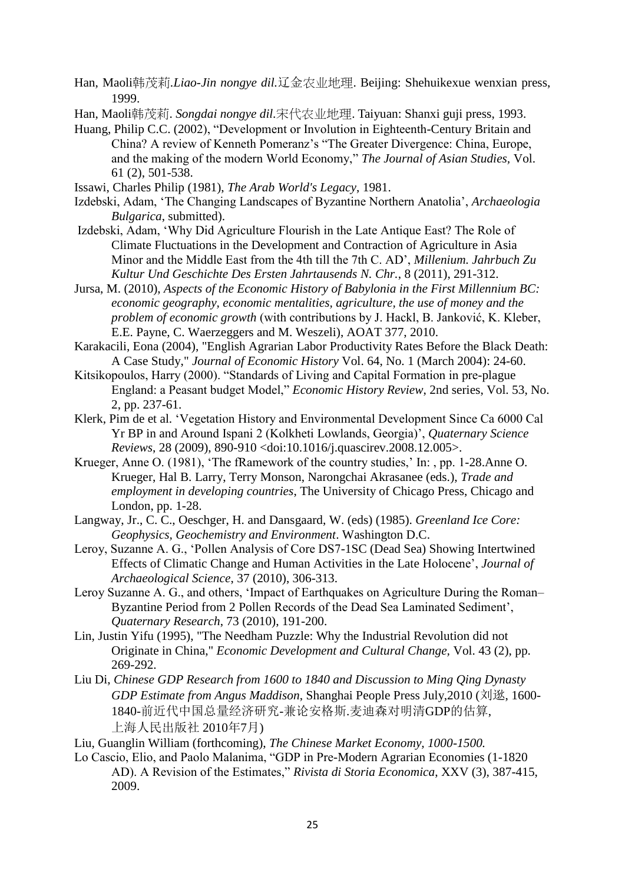Han, Maoli韩茂莉.*Liao-Jin nongye dil*.辽金农业地理. Beijing: Shehuikexue wenxian press, 1999.

Han, Maoli韩茂莉. *Songdai nongye dil*.宋代农业地理. Taiyuan: Shanxi guji press, 1993.

Huang, Philip C.C. (2002), "Development or Involution in Eighteenth-Century Britain and China? A review of Kenneth Pomeranz's "The Greater Divergence: China, Europe, and the making of the modern World Economy," *The Journal of Asian Studies,* Vol. 61 (2), 501-538.

Issawi, Charles Philip (1981), *The Arab World's Legacy*, 1981.

Izdebski, Adam, 'The Changing Landscapes of Byzantine Northern Anatolia', *Archaeologia Bulgarica*, submitted).

Izdebski, Adam, 'Why Did Agriculture Flourish in the Late Antique East? The Role of Climate Fluctuations in the Development and Contraction of Agriculture in Asia Minor and the Middle East from the 4th till the 7th C. AD', *Millenium. Jahrbuch Zu Kultur Und Geschichte Des Ersten Jahrtausends N. Chr.*, 8 (2011), 291-312.

Jursa, M. (2010), *Aspects of the Economic History of Babylonia in the First Millennium BC: economic geography, economic mentalities, agriculture, the use of money and the problem of economic growth* (with contributions by J. Hackl, B. Janković, K. Kleber, E.E. Payne, C. Waerzeggers and M. Weszeli), AOAT 377, 2010.

Karakacili, Eona (2004), "English Agrarian Labor Productivity Rates Before the Black Death: A Case Study," *Journal of Economic History* Vol. 64, No. 1 (March 2004): 24-60.

Kitsikopoulos, Harry (2000). "Standards of Living and Capital Formation in pre-plague England: a Peasant budget Model," *Economic History Review*, 2nd series, Vol. 53, No. 2, pp. 237-61.

Klerk, Pim de et al. 'Vegetation History and Environmental Development Since Ca 6000 Cal Yr BP in and Around Ispani 2 (Kolkheti Lowlands, Georgia)', *Quaternary Science Reviews*, 28 (2009), 890-910 <doi:10.1016/j.quascirev.2008.12.005>.

Krueger, Anne O. (1981), 'The fRamework of the country studies,' In: , pp. 1-28.Anne O. Krueger, Hal B. Larry, Terry Monson, Narongchai Akrasanee (eds.), *Trade and employment in developing countries*, The University of Chicago Press, Chicago and London, pp. 1-28.

Langway, Jr., C. C., Oeschger, H. and Dansgaard, W. (eds) (1985). *Greenland Ice Core: Geophysics, Geochemistry and Environment*. Washington D.C.

Leroy, Suzanne A. G., 'Pollen Analysis of Core DS7-1SC (Dead Sea) Showing Intertwined Effects of Climatic Change and Human Activities in the Late Holocene', *Journal of Archaeological Science*, 37 (2010), 306-313.

Leroy Suzanne A. G., and others, 'Impact of Earthquakes on Agriculture During the Roman–Byzantine Period from 2 Pollen Records of the Dead Sea Laminated Sediment', *Quaternary Research*, 73 (2010), 191-200.

Lin, Justin Yifu (1995), "The Needham Puzzle: Why the Industrial Revolution did not Originate in China," *Economic Development and Cultural Change,* Vol. 43 (2), pp. 269-292.

Liu Di, *Chinese GDP Research from 1600 to 1840 and Discussion to Ming Qing Dynasty GDP Estimate from Angus Maddison*, Shanghai People Press July,2010 (刘逖, 1600-1840-前近代中国总量经济研究-兼论安格斯.麦迪森对明清GDP的估算, 上海人民出版社 2010年7月)

Liu, Guanglin William (forthcoming), *The Chinese Market Economy, 1000-1500.*

Lo Cascio, Elio, and Paolo Malanima, "GDP in Pre-Modern Agrarian Economies (1-1820 AD). A Revision of the Estimates," *Rivista di Storia Economica*, XXV (3), 387-415, 2009.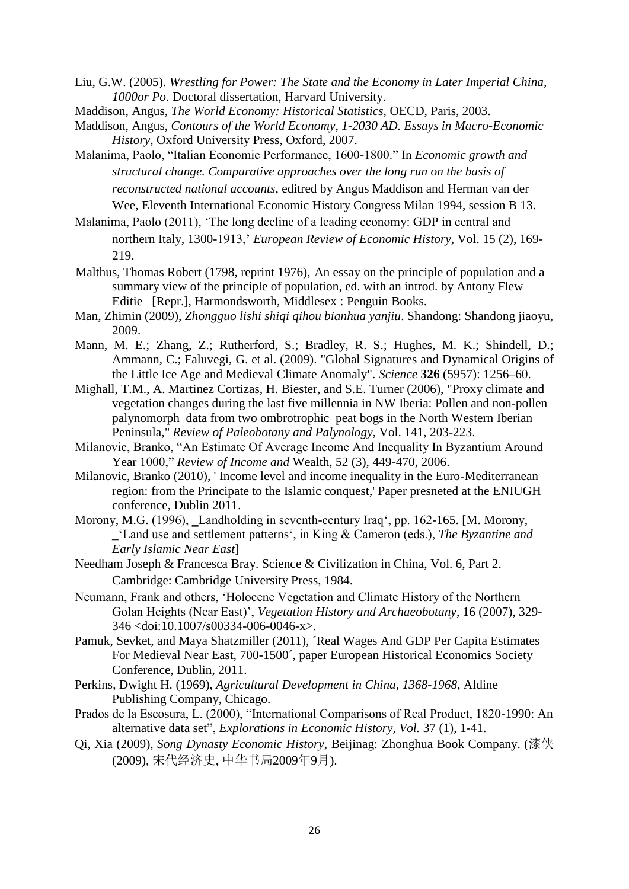Liu, G.W. (2005). *Wrestling for Power: The State and the Economy in Later Imperial China, 1000or Po*. Doctoral dissertation, Harvard University.

Maddison, Angus, *The World Economy: Historical Statistics*, OECD, Paris, 2003.

Maddison, Angus, *Contours of the World Economy, 1-2030 AD. Essays in Macro-Economic History*, Oxford University Press, Oxford, 2007.

Malanima, Paolo, "Italian Economic Performance, 1600-1800." In *Economic growth and structural change. Comparative approaches over the long run on the basis of reconstructed national accounts*, editred by Angus Maddison and Herman van der Wee, Eleventh International Economic History Congress Milan 1994, session B 13.

Malanima, Paolo (2011), 'The long decline of a leading economy: GDP in central and northern Italy, 1300-1913,' *European Review of Economic History*, Vol. 15 (2), 169-219.

Malthus, Thomas Robert (1798, reprint 1976), An essay on the principle of population and a summary view of the principle of population, ed. with an introd. by Antony Flew Editie [Repr.], Harmondsworth, Middlesex : Penguin Books.

Man, Zhimin (2009), *Zhongguo lishi shiqi qihou bianhua yanjiu*. Shandong: Shandong jiaoyu, 2009.

Mann, M. E.; Zhang, Z.; Rutherford, S.; Bradley, R. S.; Hughes, M. K.; Shindell, D.; Ammann, C.; Faluvegi, G. et al. (2009). "Global Signatures and Dynamical Origins of the Little Ice Age and Medieval Climate Anomaly". *Science* **326** (5957): 1256–60.

Mighall, T.M., A. Martinez Cortizas, H. Biester, and S.E. Turner (2006), "Proxy climate and vegetation changes during the last five millennia in NW Iberia: Pollen and non-pollen palynomorph data from two ombrotrophic peat bogs in the North Western Iberian Peninsula," *Review of Paleobotany and Palynology*, Vol. 141, 203-223.

Milanovic, Branko, "An Estimate Of Average Income And Inequality In Byzantium Around Year 1000," *Review of Income and* Wealth, 52 (3), 449-470, 2006.

Milanovic, Branko (2010), ' Income level and income inequality in the Euro-Mediterranean region: from the Principate to the Islamic conquest,' Paper presneted at the ENIUGH conference, Dublin 2011.

Morony, M.G. (1996), ‗Landholding in seventh-century Iraq', pp. 162-165. [M. Morony, ‗'Land use and settlement patterns', in King & Cameron (eds.), *The Byzantine and Early Islamic Near East*]

Needham Joseph & Francesca Bray. Science & Civilization in China, Vol. 6, Part 2. Cambridge: Cambridge University Press, 1984.

Neumann, Frank and others, 'Holocene Vegetation and Climate History of the Northern Golan Heights (Near East)', *Vegetation History and Archaeobotany*, 16 (2007), 329-346 <doi:10.1007/s00334-006-0046-x>.

Pamuk, Sevket, and Maya Shatzmiller (2011), ´Real Wages And GDP Per Capita Estimates For Medieval Near East, 700-1500´, paper European Historical Economics Society Conference, Dublin, 2011.

Perkins, Dwight H. (1969), *Agricultural Development in China, 1368-1968*, Aldine Publishing Company, Chicago.

Prados de la Escosura, L. (2000), "International Comparisons of Real Product, 1820-1990: An alternative data set", *Explorations in Economic History, Vol.* 37 (1), 1-41.

Qi, Xia (2009), *Song Dynasty Economic History*, Beijinag: Zhonghua Book Company. (漆侠 (2009), 宋代经济史, 中华书局2009年9月).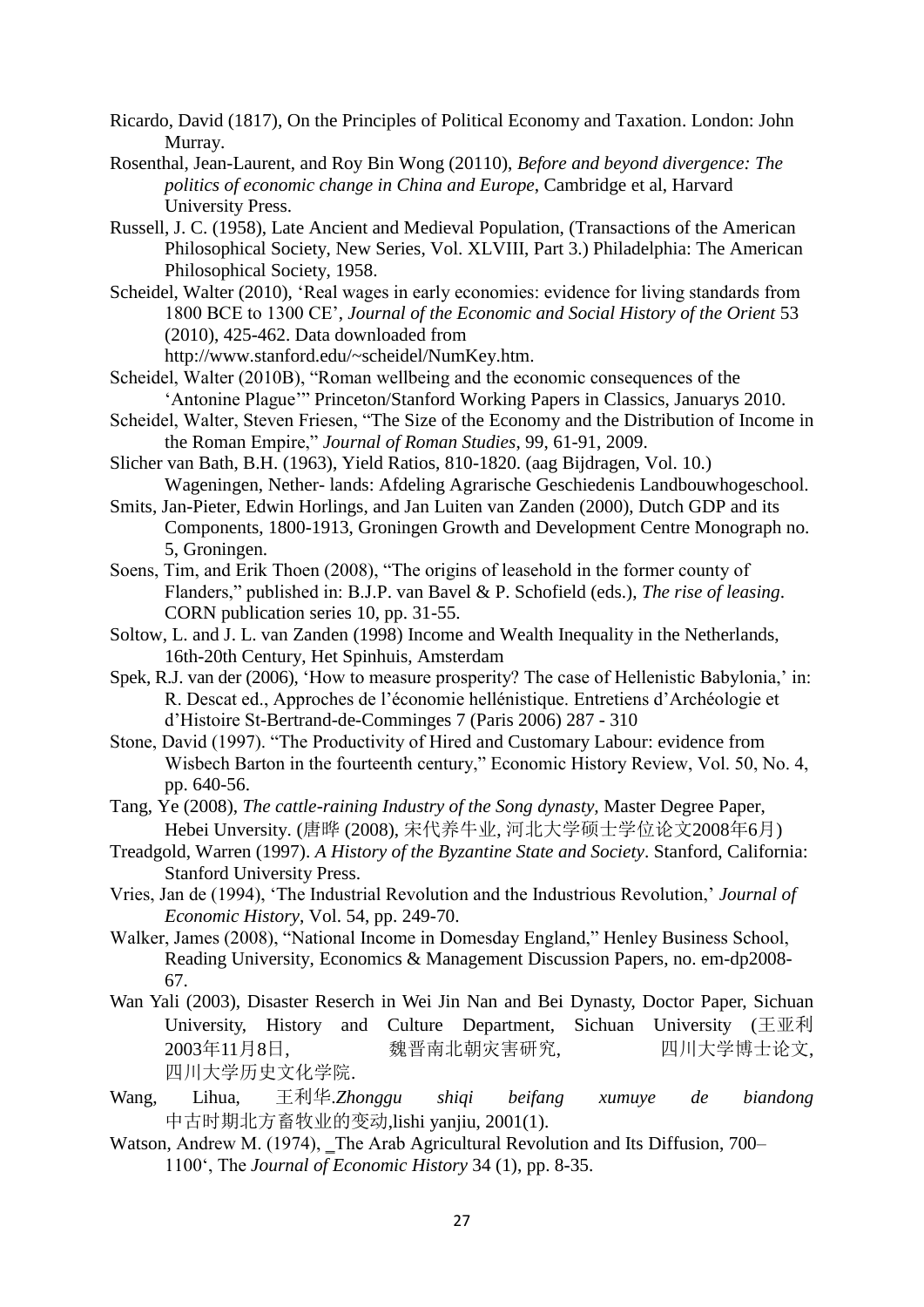Ricardo, David (1817), On the Principles of Political Economy and Taxation. London: John Murray.

Rosenthal, Jean-Laurent, and Roy Bin Wong (20110), *Before and beyond divergence: The politics of economic change in China and Europe*, Cambridge et al, Harvard University Press.

Russell, J. C. (1958), Late Ancient and Medieval Population, (Transactions of the American Philosophical Society, New Series, Vol. XLVIII, Part 3.) Philadelphia: The American Philosophical Society, 1958.

Scheidel, Walter (2010), 'Real wages in early economies: evidence for living standards from 1800 BCE to 1300 CE', *Journal of the Economic and Social History of the Orient* 53 (2010), 425-462. Data downloaded from http://www.stanford.edu/~scheidel/NumKey.htm.

Scheidel, Walter (2010B), "Roman wellbeing and the economic consequences of the 'Antonine Plague'" Princeton/Stanford Working Papers in Classics, Januarys 2010.

Scheidel, Walter, Steven Friesen, "The Size of the Economy and the Distribution of Income in the Roman Empire," *Journal of Roman Studies*, 99, 61-91, 2009.

Slicher van Bath, B.H. (1963), Yield Ratios, 810-1820. (aag Bijdragen, Vol. 10.) Wageningen, Nether- lands: Afdeling Agrarische Geschiedenis Landbouwhogeschool.

Smits, Jan-Pieter, Edwin Horlings, and Jan Luiten van Zanden (2000), Dutch GDP and its Components, 1800-1913, Groningen Growth and Development Centre Monograph no. 5, Groningen.

Soens, Tim, and Erik Thoen (2008), "The origins of leasehold in the former county of Flanders," published in: B.J.P. van Bavel & P. Schofield (eds.), *The rise of leasing*. CORN publication series 10, pp. 31-55.

Soltow, L. and J. L. van Zanden (1998) Income and Wealth Inequality in the Netherlands, 16th-20th Century, Het Spinhuis, Amsterdam

Spek, R.J. van der (2006), 'How to measure prosperity? The case of Hellenistic Babylonia,' in: R. Descat ed., Approches de l'économie hellénistique. Entretiens d'Archéologie et d'Histoire St-Bertrand-de-Comminges 7 (Paris 2006) 287 - 310

Stone, David (1997). "The Productivity of Hired and Customary Labour: evidence from Wisbech Barton in the fourteenth century," Economic History Review, Vol. 50, No. 4, pp. 640-56.

Tang, Ye (2008), *The cattle-raining Industry of the Song dynasty*, Master Degree Paper, Hebei Unversity. (唐晔 (2008), 宋代养牛业, 河北大学硕士学位论文2008年6月)

Treadgold, Warren (1997). *A History of the Byzantine State and Society*. Stanford, California: Stanford University Press.

Vries, Jan de (1994), 'The Industrial Revolution and the Industrious Revolution,' *Journal of Economic History*, Vol. 54, pp. 249-70.

Walker, James (2008), "National Income in Domesday England," Henley Business School, Reading University, Economics & Management Discussion Papers, no. em-dp2008-67.

Wan Yali (2003), Disaster Reserch in Wei Jin Nan and Bei Dynasty, Doctor Paper, Sichuan University, History and Culture Department, Sichuan University (王亚利 2003年11月8日, 魏晋南北朝灾害研究, 四川大学博士论文, 四川大学历史文化学院.

Wang, Lihua, 王利华.*Zhonggu shiqi beifang xumuye de biandong* 中古时期北方畜牧业的变动,lishi yanjiu, 2001(1).

Watson, Andrew M. (1974), _The Arab Agricultural Revolution and Its Diffusion, 700–1100', The *Journal of Economic History* 34 (1), pp. 8-35.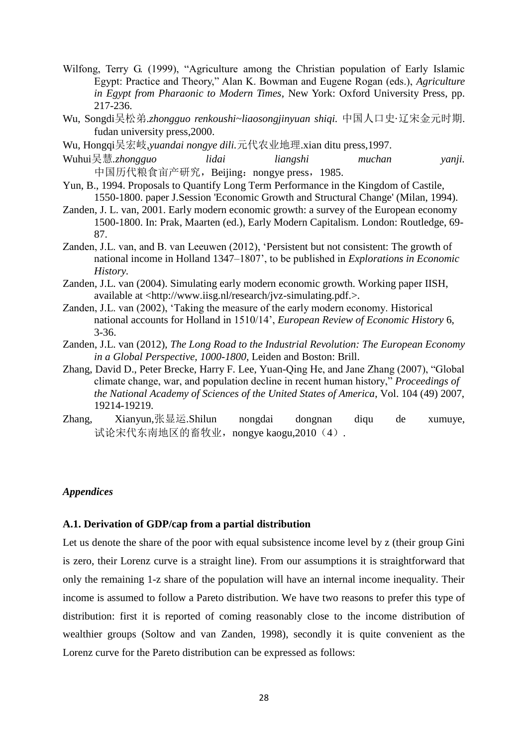Wilfong, Terry G. (1999), "Agriculture among the Christian population of Early Islamic Egypt: Practice and Theory," Alan K. Bowman and Eugene Rogan (eds.), *Agriculture in Egypt from Pharaonic to Modern Times*, New York: Oxford University Press, pp. 217-236.

Wu, Songdi吴松弟.*zhongguo renkoushi~liaosongjinyuan shiqi.* 中国人口史·辽宋金元时期. fudan university press,2000.

Wu, Hongqi吴宏岐,*yuandai nongye dili.*元代农业地理.xian ditu press,1997.

Wuhui吴慧.*zhongguo lidai liangshi muchan yanji.* 中国历代粮食亩产研究，Beijing：nongye press，1985.

Yun, B., 1994. Proposals to Quantify Long Term Performance in the Kingdom of Castile, 1550-1800. paper J.Session 'Economic Growth and Structural Change' (Milan, 1994).

Zanden, J. L. van, 2001. Early modern economic growth: a survey of the European economy 1500-1800. In: Prak, Maarten (ed.), Early Modern Capitalism. London: Routledge, 69-87.

Zanden, J.L. van, and B. van Leeuwen (2012), 'Persistent but not consistent: The growth of national income in Holland 1347–1807', to be published in *Explorations in Economic History.*

Zanden, J.L. van (2004). Simulating early modern economic growth. Working paper IISH, available at <http://www.iisg.nl/research/jvz-simulating.pdf.>.

Zanden, J.L. van (2002), 'Taking the measure of the early modern economy. Historical national accounts for Holland in 1510/14', *European Review of Economic History* 6, 3-36.

Zanden, J.L. van (2012), *The Long Road to the Industrial Revolution: The European Economy in a Global Perspective, 1000-1800,* Leiden and Boston: Brill.

Zhang, David D., Peter Brecke, Harry F. Lee, Yuan-Qing He, and Jane Zhang (2007), "Global climate change, war, and population decline in recent human history," *Proceedings of the National Academy of Sciences of the United States of America*, Vol. 104 (49) 2007, 19214-19219.

Zhang, Xianyun,张显运.Shilun nongdai dongnan diqu de xumuye, 试论宋代东南地区的畜牧业，nongye kaogu,2010（4）.

## *Appendices*

### A.1. Derivation of GDP/cap from a partial distribution

Let us denote the share of the poor with equal subsistence income level by z (their group Gini is zero, their Lorenz curve is a straight line). From our assumptions it is straightforward that only the remaining 1-z share of the population will have an internal income inequality. Their income is assumed to follow a Pareto distribution. We have two reasons to prefer this type of distribution: first it is reported of coming reasonably close to the income distribution of wealthier groups (Soltow and van Zanden, 1998), secondly it is quite convenient as the Lorenz curve for the Pareto distribution can be expressed as follows: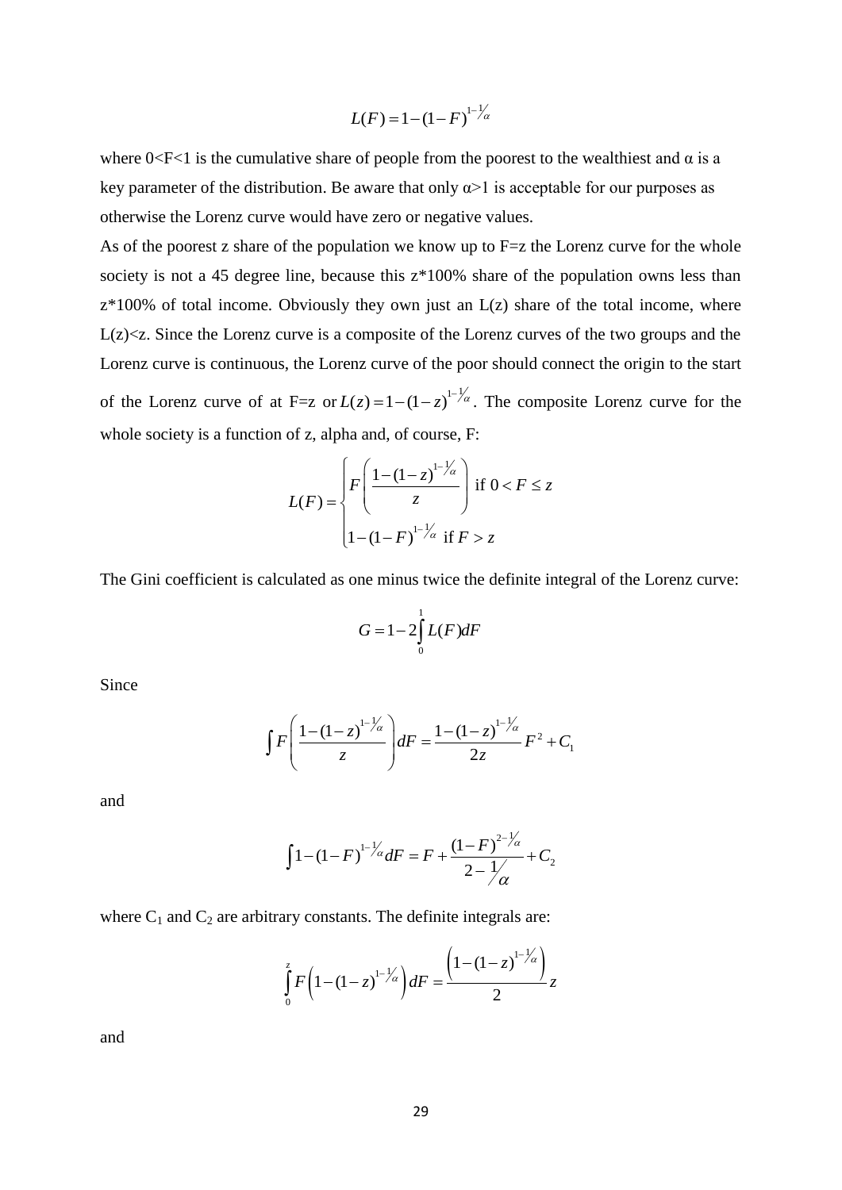$$L(F) = 1 - (1-F)^{1-\frac{1}{\alpha}}$$

where $0<F<1$ is the cumulative share of people from the poorest to the wealthiest and α is a key parameter of the distribution. Be aware that only $\alpha>1$ is acceptable for our purposes as otherwise the Lorenz curve would have zero or negative values.

As of the poorest z share of the population we know up to F=z the Lorenz curve for the whole society is not a 45 degree line, because this z*100% share of the population owns less than z*100% of total income. Obviously they own just an L(z) share of the total income, where $L(z)<z$. Since the Lorenz curve is a composite of the Lorenz curves of the two groups and the Lorenz curve is continuous, the Lorenz curve of the poor should connect the origin to the start of the Lorenz curve of at F=z or $L(z) = 1-(1-z)^{1-\frac{1}{\alpha}}$. The composite Lorenz curve for the whole society is a function of z, alpha and, of course, F:

$$L(F) = \begin{cases} F\left(\dfrac{1-(1-z)^{1-\frac{1}{\alpha}}}{z}\right) \text{ if } 0 < F \leq z \\ 1-(1-F)^{1-\frac{1}{\alpha}} \text{ if } F > z \end{cases}$$

The Gini coefficient is calculated as one minus twice the definite integral of the Lorenz curve:

$$G = 1 - 2\int_0^1 L(F)dF$$

Since

$$\int F\left(\frac{1-(1-z)^{1-\frac{1}{\alpha}}}{z}\right)dF = \frac{1-(1-z)^{1-\frac{1}{\alpha}}}{2z}F^2 + C_1$$

and

$$\int 1-(1-F)^{1-\frac{1}{\alpha}}dF = F + \frac{(1-F)^{2-\frac{1}{\alpha}}}{2-\frac{1}{\alpha}} + C_2$$

where $C_1$ and $C_2$ are arbitrary constants. The definite integrals are:

$$\int_0^z F\left(1-(1-z)^{1-\frac{1}{\alpha}}\right)dF = \frac{\left(1-(1-z)^{1-\frac{1}{\alpha}}\right)}{2}z$$

and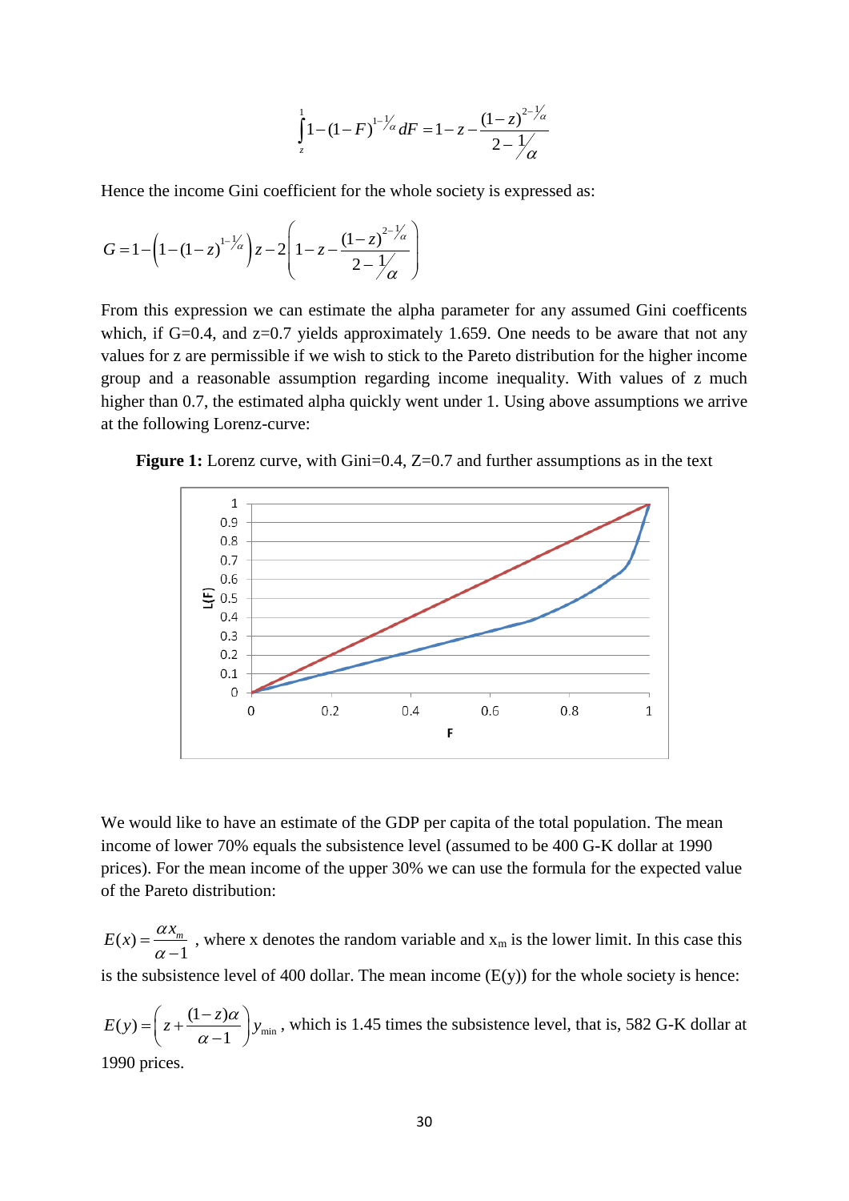$$\int_{z}^{1} 1-(1-F)^{1-1/\alpha} dF = 1-z-\frac{(1-z)^{2-1/\alpha}}{2-1/\alpha}$$

Hence the income Gini coefficient for the whole society is expressed as:

$$G = 1-\left(1-(1-z)^{1-1/\alpha}\right)z-2\left(1-z-\frac{(1-z)^{2-1/\alpha}}{2-1/\alpha}\right)$$

From this expression we can estimate the alpha parameter for any assumed Gini coefficents which, if G=0.4, and z=0.7 yields approximately 1.659. One needs to be aware that not any values for z are permissible if we wish to stick to the Pareto distribution for the higher income group and a reasonable assumption regarding income inequality. With values of z much higher than 0.7, the estimated alpha quickly went under 1. Using above assumptions we arrive at the following Lorenz-curve:

**Figure 1:** Lorenz curve, with Gini=0.4, Z=0.7 and further assumptions as in the text

We would like to have an estimate of the GDP per capita of the total population. The mean income of lower 70% equals the subsistence level (assumed to be 400 G-K dollar at 1990 prices). For the mean income of the upper 30% we can use the formula for the expected value of the Pareto distribution:

$E(x)=\frac{\alpha x_m}{\alpha-1}$ , where x denotes the random variable and $x_m$ is the lower limit. In this case this is the subsistence level of 400 dollar. The mean income (E(y)) for the whole society is hence:

$E(y)=\left(z+\frac{(1-z)\alpha}{\alpha-1}\right)y_{\min}$ , which is 1.45 times the subsistence level, that is, 582 G-K dollar at 1990 prices.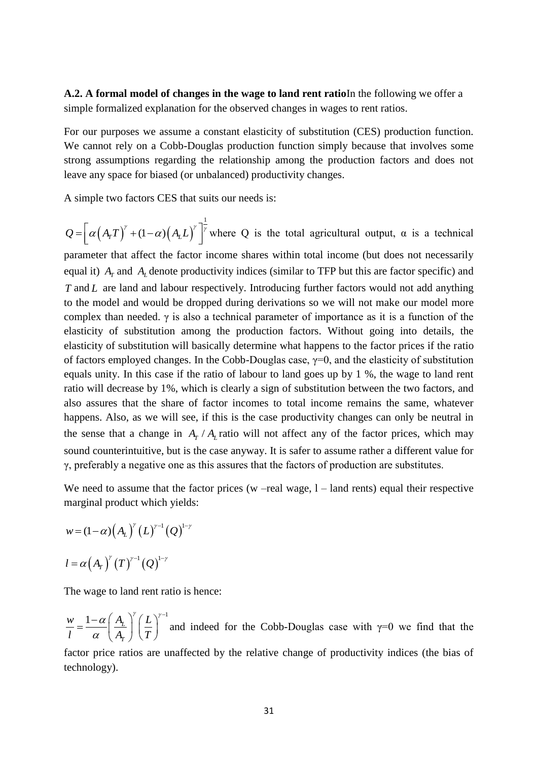**A.2. A formal model of changes in the wage to land rent ratio**In the following we offer a simple formalized explanation for the observed changes in wages to rent ratios.

For our purposes we assume a constant elasticity of substitution (CES) production function. We cannot rely on a Cobb-Douglas production function simply because that involves some strong assumptions regarding the relationship among the production factors and does not leave any space for biased (or unbalanced) productivity changes.

A simple two factors CES that suits our needs is:

$Q = \left[ \alpha \left( A_T T \right)^{\gamma} + (1-\alpha)\left( A_L L \right)^{\gamma} \right]^{\frac{1}{\gamma}}$ where Q is the total agricultural output, α is a technical parameter that affect the factor income shares within total income (but does not necessarily equal it) $A_T$ and $A_L$ denote productivity indices (similar to TFP but this are factor specific) and $T$ and $L$ are land and labour respectively. Introducing further factors would not add anything to the model and would be dropped during derivations so we will not make our model more complex than needed. γ is also a technical parameter of importance as it is a function of the elasticity of substitution among the production factors. Without going into details, the elasticity of substitution will basically determine what happens to the factor prices if the ratio of factors employed changes. In the Cobb-Douglas case, γ=0, and the elasticity of substitution equals unity. In this case if the ratio of labour to land goes up by 1 %, the wage to land rent ratio will decrease by 1%, which is clearly a sign of substitution between the two factors, and also assures that the share of factor incomes to total income remains the same, whatever happens. Also, as we will see, if this is the case productivity changes can only be neutral in the sense that a change in $A_T / A_L$ ratio will not affect any of the factor prices, which may sound counterintuitive, but is the case anyway. It is safer to assume rather a different value for γ, preferably a negative one as this assures that the factors of production are substitutes.

We need to assume that the factor prices (w –real wage, l – land rents) equal their respective marginal product which yields:

$$w = (1-\alpha)\left( A_L \right)^{\gamma} \left( L \right)^{\gamma-1} \left( Q \right)^{1-\gamma}$$

$$l = \alpha \left( A_T \right)^{\gamma} \left( T \right)^{\gamma-1} \left( Q \right)^{1-\gamma}$$

The wage to land rent ratio is hence:

$\frac{w}{l} = \frac{1-\alpha}{\alpha} \left( \frac{A_L}{A_T} \right)^{\gamma} \left( \frac{L}{T} \right)^{\gamma-1}$ and indeed for the Cobb-Douglas case with γ=0 we find that the factor price ratios are unaffected by the relative change of productivity indices (the bias of technology).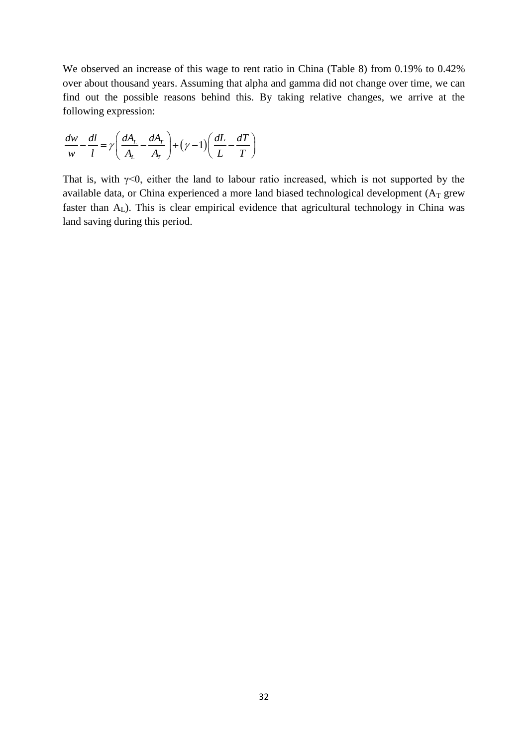We observed an increase of this wage to rent ratio in China (Table 8) from 0.19% to 0.42% over about thousand years. Assuming that alpha and gamma did not change over time, we can find out the possible reasons behind this. By taking relative changes, we arrive at the following expression:

$$\frac{dw}{w} - \frac{dl}{l} = \gamma\left(\frac{dA_L}{A_L} - \frac{dA_T}{A_T}\right) + (\gamma - 1)\left(\frac{dL}{L} - \frac{dT}{T}\right)$$

That is, with $\gamma<0$, either the land to labour ratio increased, which is not supported by the available data, or China experienced a more land biased technological development ($A_T$ grew faster than $A_L$). This is clear empirical evidence that agricultural technology in China was land saving during this period.